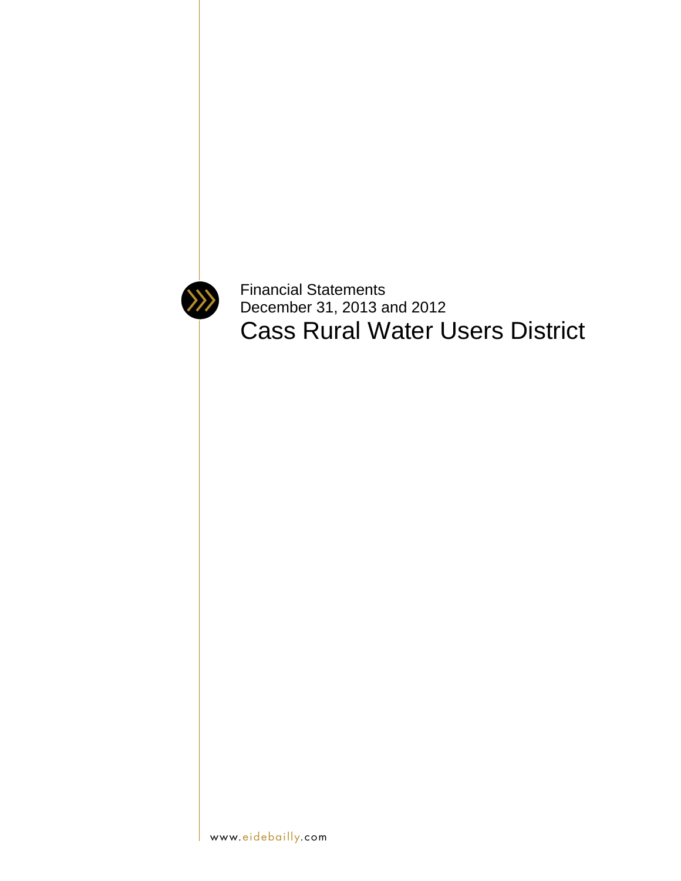Financial Statements
December 31, 2013 and 2012

# Cass Rural Water Users District

www.eidebailly.com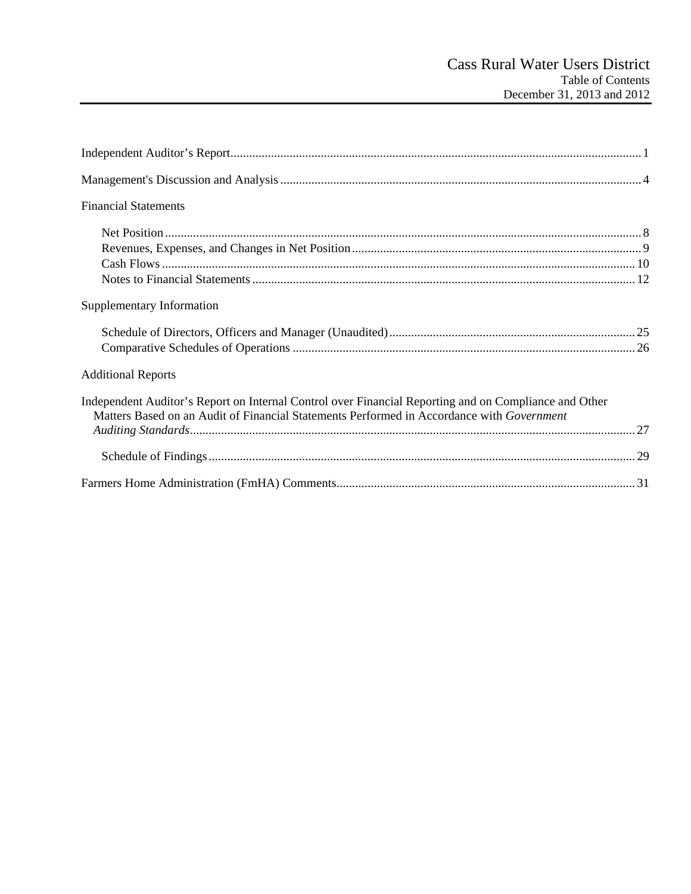# Cass Rural Water Users District
## Table of Contents
### December 31, 2013 and 2012

| | |
|---|---|
| Independent Auditor's Report | 1 |
| Management's Discussion and Analysis | 4 |
| **Financial Statements** | |
| Net Position | 8 |
| Revenues, Expenses, and Changes in Net Position | 9 |
| Cash Flows | 10 |
| Notes to Financial Statements | 12 |
| **Supplementary Information** | |
| Schedule of Directors, Officers and Manager (Unaudited) | 25 |
| Comparative Schedules of Operations | 26 |
| **Additional Reports** | |
| Independent Auditor's Report on Internal Control over Financial Reporting and on Compliance and Other Matters Based on an Audit of Financial Statements Performed in Accordance with *Government Auditing Standards* | 27 |
| Schedule of Findings | 29 |
| Farmers Home Administration (FmHA) Comments | 31 |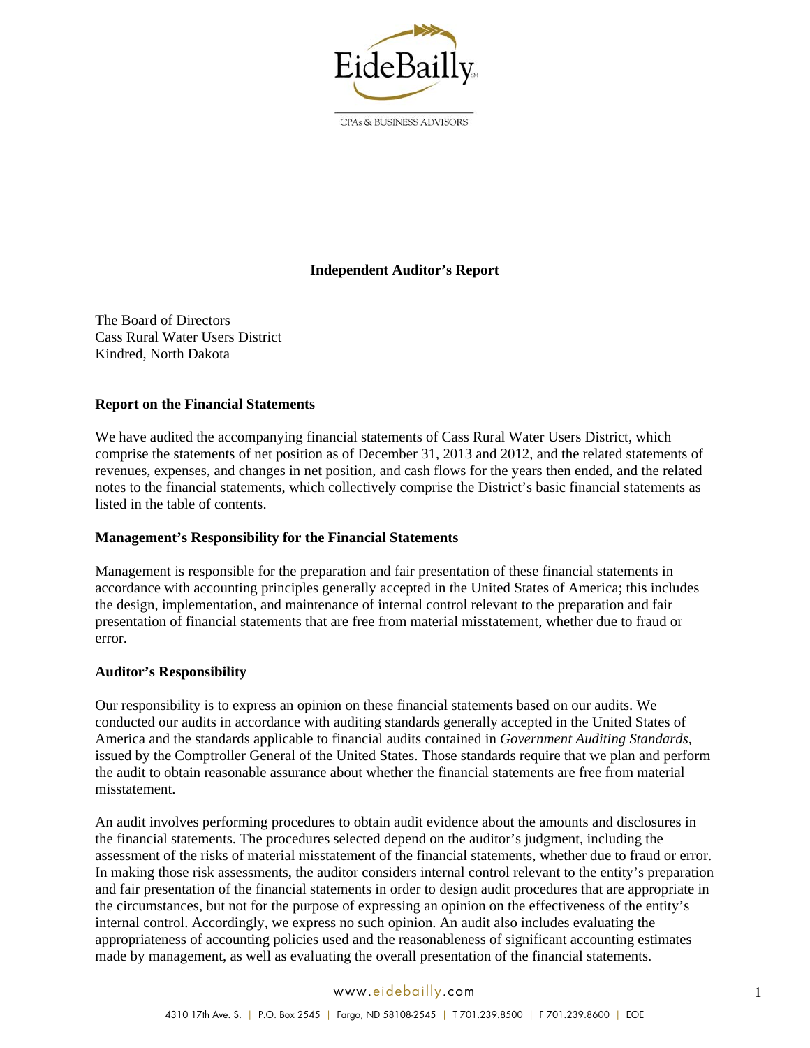# Independent Auditor's Report

The Board of Directors
Cass Rural Water Users District
Kindred, North Dakota

## Report on the Financial Statements

We have audited the accompanying financial statements of Cass Rural Water Users District, which comprise the statements of net position as of December 31, 2013 and 2012, and the related statements of revenues, expenses, and changes in net position, and cash flows for the years then ended, and the related notes to the financial statements, which collectively comprise the District's basic financial statements as listed in the table of contents.

## Management's Responsibility for the Financial Statements

Management is responsible for the preparation and fair presentation of these financial statements in accordance with accounting principles generally accepted in the United States of America; this includes the design, implementation, and maintenance of internal control relevant to the preparation and fair presentation of financial statements that are free from material misstatement, whether due to fraud or error.

## Auditor's Responsibility

Our responsibility is to express an opinion on these financial statements based on our audits. We conducted our audits in accordance with auditing standards generally accepted in the United States of America and the standards applicable to financial audits contained in *Government Auditing Standards*, issued by the Comptroller General of the United States. Those standards require that we plan and perform the audit to obtain reasonable assurance about whether the financial statements are free from material misstatement.

An audit involves performing procedures to obtain audit evidence about the amounts and disclosures in the financial statements. The procedures selected depend on the auditor's judgment, including the assessment of the risks of material misstatement of the financial statements, whether due to fraud or error. In making those risk assessments, the auditor considers internal control relevant to the entity's preparation and fair presentation of the financial statements in order to design audit procedures that are appropriate in the circumstances, but not for the purpose of expressing an opinion on the effectiveness of the entity's internal control. Accordingly, we express no such opinion. An audit also includes evaluating the appropriateness of accounting policies used and the reasonableness of significant accounting estimates made by management, as well as evaluating the overall presentation of the financial statements.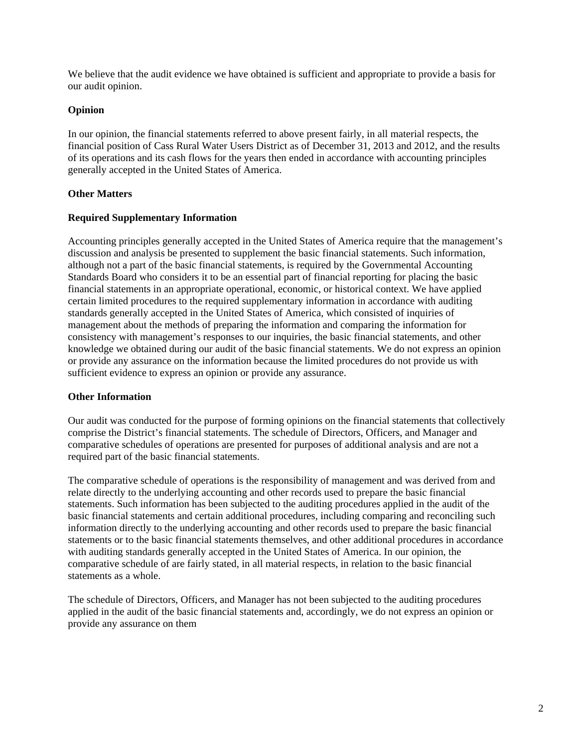We believe that the audit evidence we have obtained is sufficient and appropriate to provide a basis for our audit opinion.

**Opinion**

In our opinion, the financial statements referred to above present fairly, in all material respects, the financial position of Cass Rural Water Users District as of December 31, 2013 and 2012, and the results of its operations and its cash flows for the years then ended in accordance with accounting principles generally accepted in the United States of America.

**Other Matters**

**Required Supplementary Information**

Accounting principles generally accepted in the United States of America require that the management's discussion and analysis be presented to supplement the basic financial statements. Such information, although not a part of the basic financial statements, is required by the Governmental Accounting Standards Board who considers it to be an essential part of financial reporting for placing the basic financial statements in an appropriate operational, economic, or historical context. We have applied certain limited procedures to the required supplementary information in accordance with auditing standards generally accepted in the United States of America, which consisted of inquiries of management about the methods of preparing the information and comparing the information for consistency with management's responses to our inquiries, the basic financial statements, and other knowledge we obtained during our audit of the basic financial statements. We do not express an opinion or provide any assurance on the information because the limited procedures do not provide us with sufficient evidence to express an opinion or provide any assurance.

**Other Information**

Our audit was conducted for the purpose of forming opinions on the financial statements that collectively comprise the District's financial statements. The schedule of Directors, Officers, and Manager and comparative schedules of operations are presented for purposes of additional analysis and are not a required part of the basic financial statements.

The comparative schedule of operations is the responsibility of management and was derived from and relate directly to the underlying accounting and other records used to prepare the basic financial statements. Such information has been subjected to the auditing procedures applied in the audit of the basic financial statements and certain additional procedures, including comparing and reconciling such information directly to the underlying accounting and other records used to prepare the basic financial statements or to the basic financial statements themselves, and other additional procedures in accordance with auditing standards generally accepted in the United States of America. In our opinion, the comparative schedule of are fairly stated, in all material respects, in relation to the basic financial statements as a whole.

The schedule of Directors, Officers, and Manager has not been subjected to the auditing procedures applied in the audit of the basic financial statements and, accordingly, we do not express an opinion or provide any assurance on them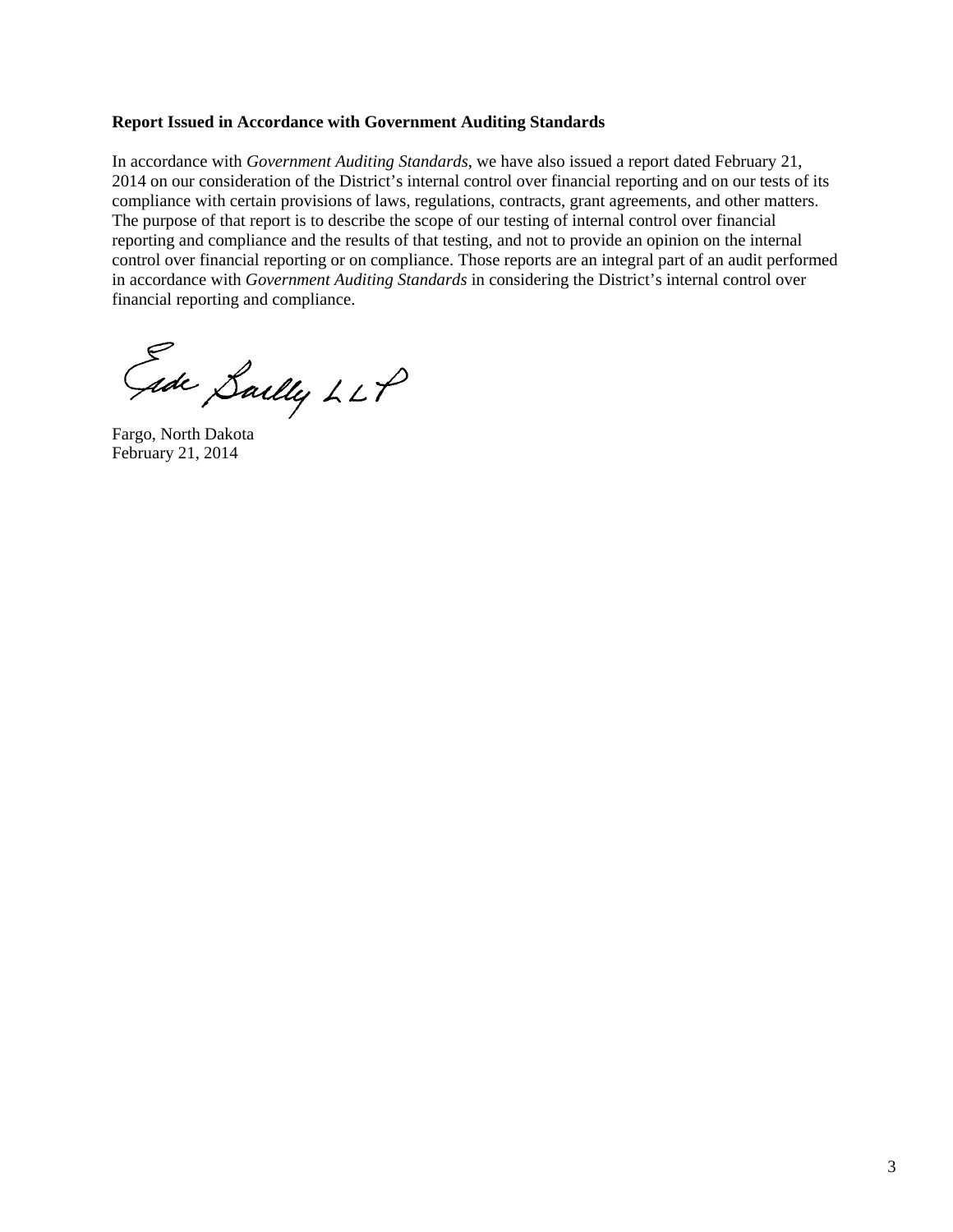**Report Issued in Accordance with Government Auditing Standards**

In accordance with *Government Auditing Standards*, we have also issued a report dated February 21, 2014 on our consideration of the District's internal control over financial reporting and on our tests of its compliance with certain provisions of laws, regulations, contracts, grant agreements, and other matters. The purpose of that report is to describe the scope of our testing of internal control over financial reporting and compliance and the results of that testing, and not to provide an opinion on the internal control over financial reporting or on compliance. Those reports are an integral part of an audit performed in accordance with *Government Auditing Standards* in considering the District's internal control over financial reporting and compliance.

Eide Bailly LLP

Fargo, North Dakota
February 21, 2014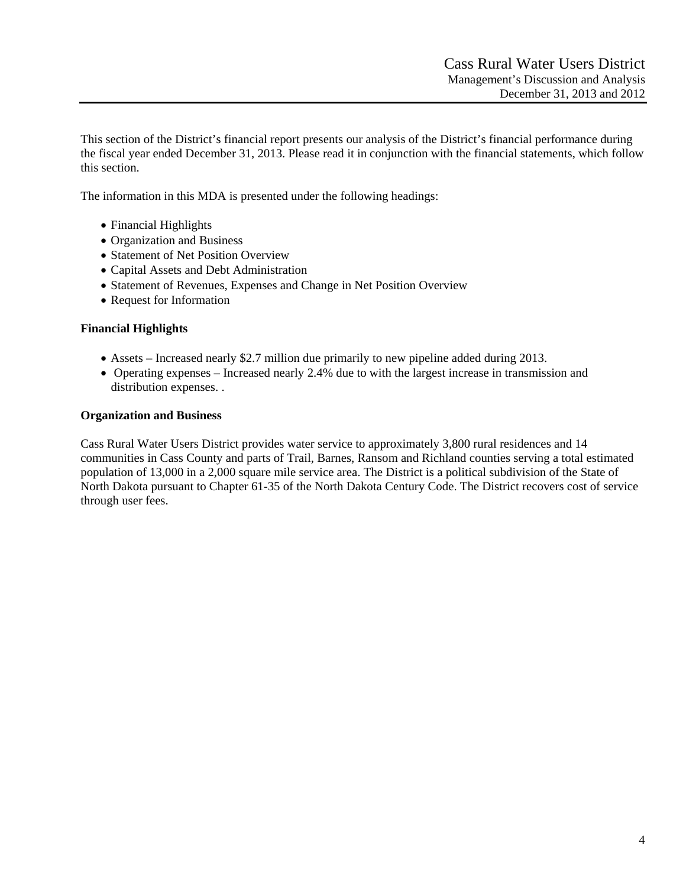This section of the District's financial report presents our analysis of the District's financial performance during the fiscal year ended December 31, 2013. Please read it in conjunction with the financial statements, which follow this section.

The information in this MDA is presented under the following headings:

- Financial Highlights
- Organization and Business
- Statement of Net Position Overview
- Capital Assets and Debt Administration
- Statement of Revenues, Expenses and Change in Net Position Overview
- Request for Information

**Financial Highlights**

- Assets – Increased nearly $2.7 million due primarily to new pipeline added during 2013.
- Operating expenses – Increased nearly 2.4% due to with the largest increase in transmission and distribution expenses. .

**Organization and Business**

Cass Rural Water Users District provides water service to approximately 3,800 rural residences and 14 communities in Cass County and parts of Trail, Barnes, Ransom and Richland counties serving a total estimated population of 13,000 in a 2,000 square mile service area. The District is a political subdivision of the State of North Dakota pursuant to Chapter 61-35 of the North Dakota Century Code. The District recovers cost of service through user fees.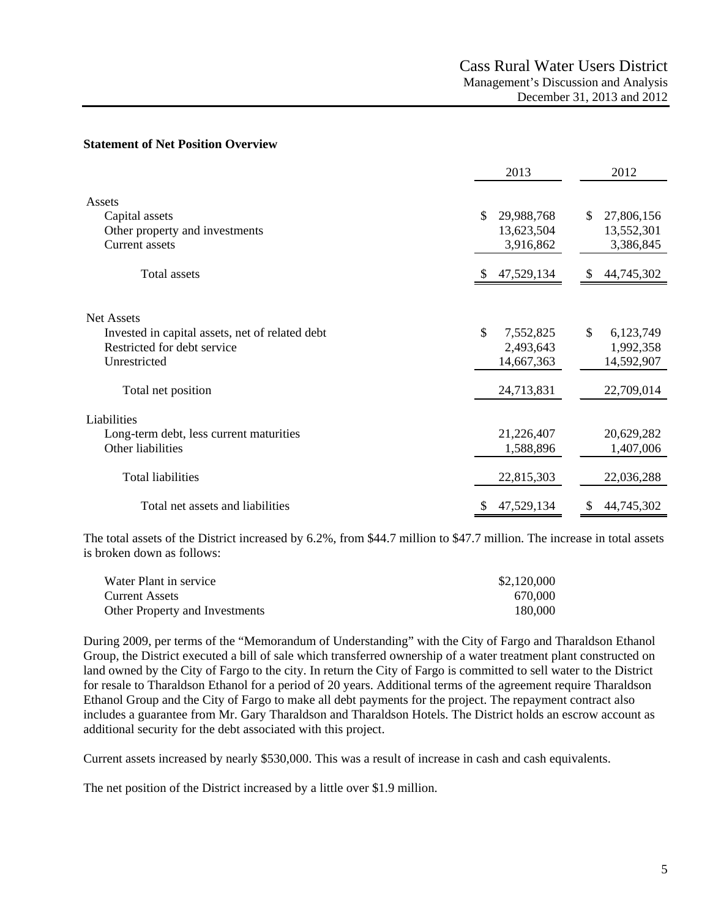### Statement of Net Position Overview

| | 2013 | 2012 |
|---|---|---|
| Assets | | |
| Capital assets | $ 29,988,768 | $ 27,806,156 |
| Other property and investments | 13,623,504 | 13,552,301 |
| Current assets | 3,916,862 | 3,386,845 |
| Total assets | $ 47,529,134 | $ 44,745,302 |
| Net Assets | | |
| Invested in capital assets, net of related debt | $ 7,552,825 | $ 6,123,749 |
| Restricted for debt service | 2,493,643 | 1,992,358 |
| Unrestricted | 14,667,363 | 14,592,907 |
| Total net position | 24,713,831 | 22,709,014 |
| Liabilities | | |
| Long-term debt, less current maturities | 21,226,407 | 20,629,282 |
| Other liabilities | 1,588,896 | 1,407,006 |
| Total liabilities | 22,815,303 | 22,036,288 |
| Total net assets and liabilities | $ 47,529,134 | $ 44,745,302 |

The total assets of the District increased by 6.2%, from $44.7 million to $47.7 million. The increase in total assets is broken down as follows:

| | |
|---|---|
| Water Plant in service | $2,120,000 |
| Current Assets | 670,000 |
| Other Property and Investments | 180,000 |

During 2009, per terms of the "Memorandum of Understanding" with the City of Fargo and Tharaldson Ethanol Group, the District executed a bill of sale which transferred ownership of a water treatment plant constructed on land owned by the City of Fargo to the city. In return the City of Fargo is committed to sell water to the District for resale to Tharaldson Ethanol for a period of 20 years. Additional terms of the agreement require Tharaldson Ethanol Group and the City of Fargo to make all debt payments for the project. The repayment contract also includes a guarantee from Mr. Gary Tharaldson and Tharaldson Hotels. The District holds an escrow account as additional security for the debt associated with this project.

Current assets increased by nearly $530,000. This was a result of increase in cash and cash equivalents.

The net position of the District increased by a little over $1.9 million.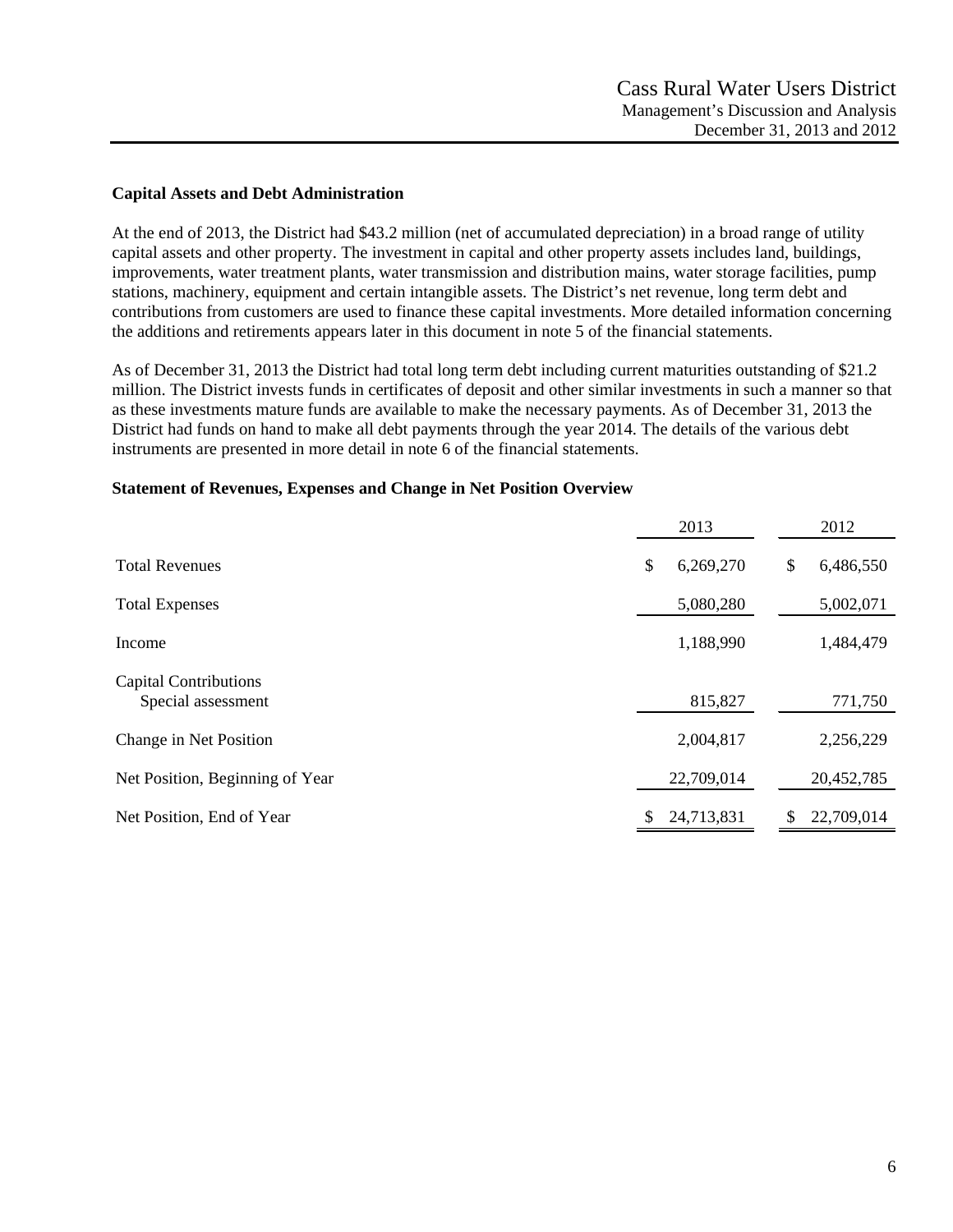### Capital Assets and Debt Administration

At the end of 2013, the District had $43.2 million (net of accumulated depreciation) in a broad range of utility capital assets and other property. The investment in capital and other property assets includes land, buildings, improvements, water treatment plants, water transmission and distribution mains, water storage facilities, pump stations, machinery, equipment and certain intangible assets. The District's net revenue, long term debt and contributions from customers are used to finance these capital investments. More detailed information concerning the additions and retirements appears later in this document in note 5 of the financial statements.

As of December 31, 2013 the District had total long term debt including current maturities outstanding of $21.2 million. The District invests funds in certificates of deposit and other similar investments in such a manner so that as these investments mature funds are available to make the necessary payments. As of December 31, 2013 the District had funds on hand to make all debt payments through the year 2014. The details of the various debt instruments are presented in more detail in note 6 of the financial statements.

### Statement of Revenues, Expenses and Change in Net Position Overview

| | 2013 | 2012 |
|---|---|---|
| Total Revenues | $ 6,269,270 | $ 6,486,550 |
| Total Expenses | 5,080,280 | 5,002,071 |
| Income | 1,188,990 | 1,484,479 |
| Capital Contributions | | |
| Special assessment | 815,827 | 771,750 |
| Change in Net Position | 2,004,817 | 2,256,229 |
| Net Position, Beginning of Year | 22,709,014 | 20,452,785 |
| Net Position, End of Year | $ 24,713,831 | $ 22,709,014 |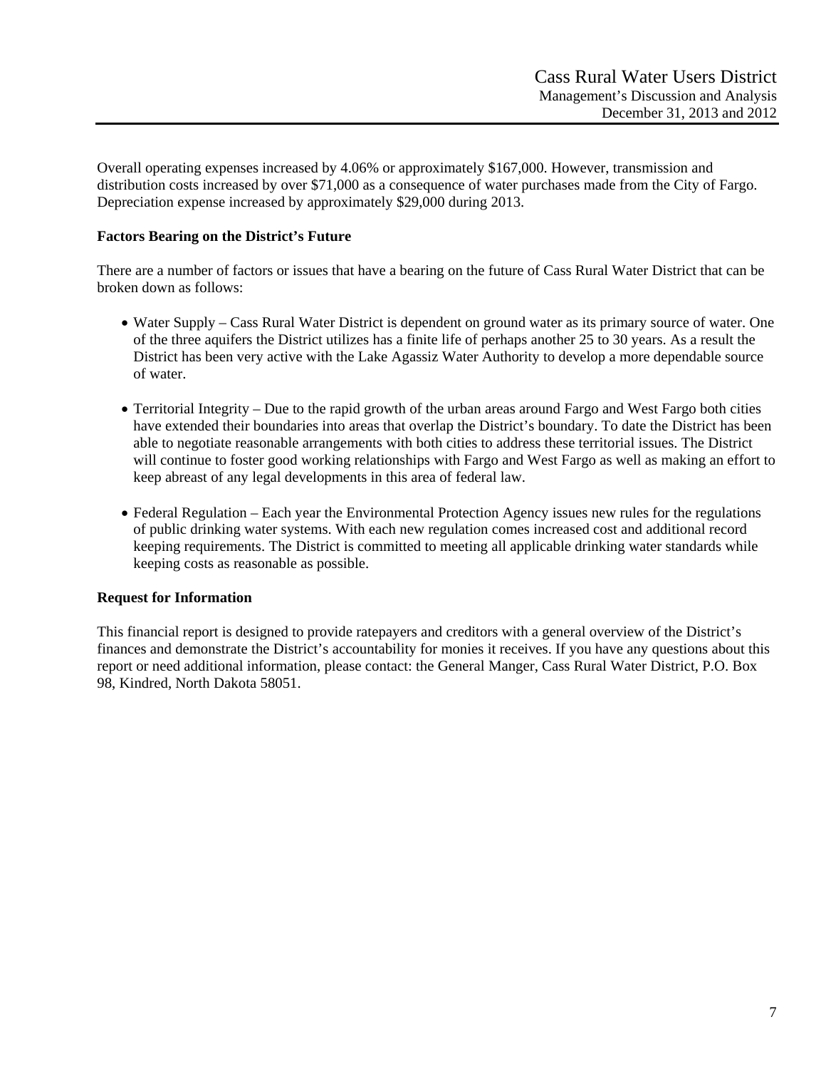Overall operating expenses increased by 4.06% or approximately $167,000. However, transmission and distribution costs increased by over $71,000 as a consequence of water purchases made from the City of Fargo. Depreciation expense increased by approximately $29,000 during 2013.

**Factors Bearing on the District's Future**

There are a number of factors or issues that have a bearing on the future of Cass Rural Water District that can be broken down as follows:

- Water Supply – Cass Rural Water District is dependent on ground water as its primary source of water. One of the three aquifers the District utilizes has a finite life of perhaps another 25 to 30 years. As a result the District has been very active with the Lake Agassiz Water Authority to develop a more dependable source of water.

- Territorial Integrity – Due to the rapid growth of the urban areas around Fargo and West Fargo both cities have extended their boundaries into areas that overlap the District's boundary. To date the District has been able to negotiate reasonable arrangements with both cities to address these territorial issues. The District will continue to foster good working relationships with Fargo and West Fargo as well as making an effort to keep abreast of any legal developments in this area of federal law.

- Federal Regulation – Each year the Environmental Protection Agency issues new rules for the regulations of public drinking water systems. With each new regulation comes increased cost and additional record keeping requirements. The District is committed to meeting all applicable drinking water standards while keeping costs as reasonable as possible.

**Request for Information**

This financial report is designed to provide ratepayers and creditors with a general overview of the District's finances and demonstrate the District's accountability for monies it receives. If you have any questions about this report or need additional information, please contact: the General Manger, Cass Rural Water District, P.O. Box 98, Kindred, North Dakota 58051.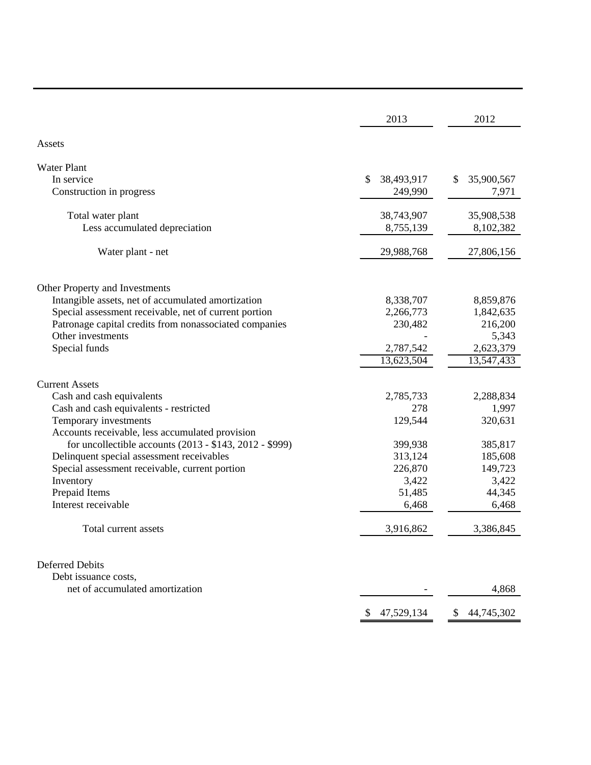| | 2013 | 2012 |
|---|---|---|
| Assets | | |
| Water Plant | | |
| In service | $ 38,493,917 | $ 35,900,567 |
| Construction in progress | 249,990 | 7,971 |
| Total water plant | 38,743,907 | 35,908,538 |
| Less accumulated depreciation | 8,755,139 | 8,102,382 |
| Water plant - net | 29,988,768 | 27,806,156 |
| Other Property and Investments | | |
| Intangible assets, net of accumulated amortization | 8,338,707 | 8,859,876 |
| Special assessment receivable, net of current portion | 2,266,773 | 1,842,635 |
| Patronage capital credits from nonassociated companies | 230,482 | 216,200 |
| Other investments | - | 5,343 |
| Special funds | 2,787,542 | 2,623,379 |
| | 13,623,504 | 13,547,433 |
| Current Assets | | |
| Cash and cash equivalents | 2,785,733 | 2,288,834 |
| Cash and cash equivalents - restricted | 278 | 1,997 |
| Temporary investments | 129,544 | 320,631 |
| Accounts receivable, less accumulated provision for uncollectible accounts (2013 - $143, 2012 - $999) | 399,938 | 385,817 |
| Delinquent special assessment receivables | 313,124 | 185,608 |
| Special assessment receivable, current portion | 226,870 | 149,723 |
| Inventory | 3,422 | 3,422 |
| Prepaid Items | 51,485 | 44,345 |
| Interest receivable | 6,468 | 6,468 |
| Total current assets | 3,916,862 | 3,386,845 |
| Deferred Debits | | |
| Debt issuance costs, net of accumulated amortization | - | 4,868 |
| | $ 47,529,134 | $ 44,745,302 |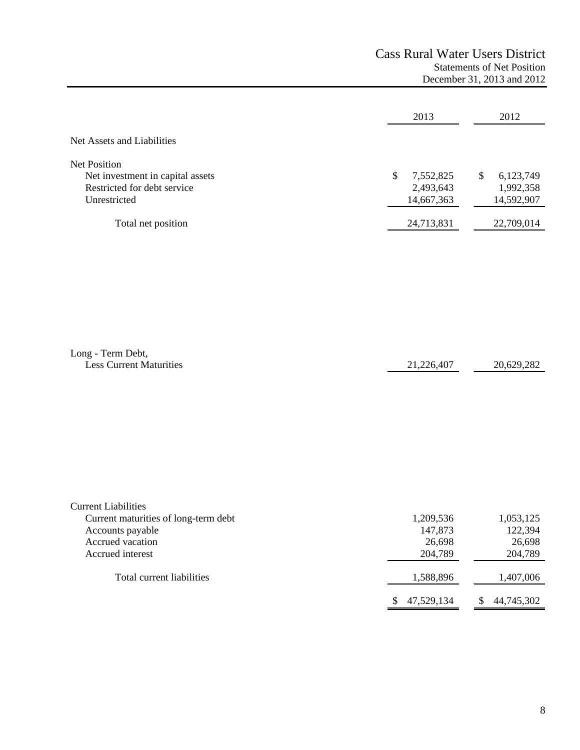# Cass Rural Water Users District
## Statements of Net Position
### December 31, 2013 and 2012

| | 2013 | 2012 |
|---|---|---|
| **Net Assets and Liabilities** | | |
| Net Position | | |
| Net investment in capital assets | $ 7,552,825 | $ 6,123,749 |
| Restricted for debt service | 2,493,643 | 1,992,358 |
| Unrestricted | 14,667,363 | 14,592,907 |
| Total net position | 24,713,831 | 22,709,014 |
| Long - Term Debt, Less Current Maturities | 21,226,407 | 20,629,282 |
| Current Liabilities | | |
| Current maturities of long-term debt | 1,209,536 | 1,053,125 |
| Accounts payable | 147,873 | 122,394 |
| Accrued vacation | 26,698 | 26,698 |
| Accrued interest | 204,789 | 204,789 |
| Total current liabilities | 1,588,896 | 1,407,006 |
| | $ 47,529,134 | $ 44,745,302 |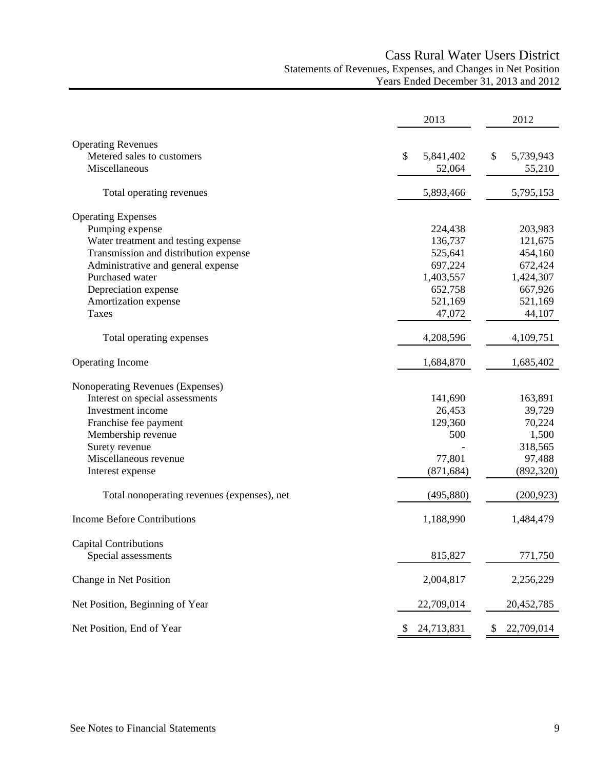# Cass Rural Water Users District

## Statements of Revenues, Expenses, and Changes in Net Position

### Years Ended December 31, 2013 and 2012

| | 2013 | 2012 |
|---|---|---|
| **Operating Revenues** | | |
| Metered sales to customers | $ 5,841,402 | $ 5,739,943 |
| Miscellaneous | 52,064 | 55,210 |
| Total operating revenues | 5,893,466 | 5,795,153 |
| **Operating Expenses** | | |
| Pumping expense | 224,438 | 203,983 |
| Water treatment and testing expense | 136,737 | 121,675 |
| Transmission and distribution expense | 525,641 | 454,160 |
| Administrative and general expense | 697,224 | 672,424 |
| Purchased water | 1,403,557 | 1,424,307 |
| Depreciation expense | 652,758 | 667,926 |
| Amortization expense | 521,169 | 521,169 |
| Taxes | 47,072 | 44,107 |
| Total operating expenses | 4,208,596 | 4,109,751 |
| **Operating Income** | 1,684,870 | 1,685,402 |
| **Nonoperating Revenues (Expenses)** | | |
| Interest on special assessments | 141,690 | 163,891 |
| Investment income | 26,453 | 39,729 |
| Franchise fee payment | 129,360 | 70,224 |
| Membership revenue | 500 | 1,500 |
| Surety revenue | - | 318,565 |
| Miscellaneous revenue | 77,801 | 97,488 |
| Interest expense | (871,684) | (892,320) |
| Total nonoperating revenues (expenses), net | (495,880) | (200,923) |
| **Income Before Contributions** | 1,188,990 | 1,484,479 |
| **Capital Contributions** | | |
| Special assessments | 815,827 | 771,750 |
| **Change in Net Position** | 2,004,817 | 2,256,229 |
| **Net Position, Beginning of Year** | 22,709,014 | 20,452,785 |
| **Net Position, End of Year** | $ 24,713,831 | $ 22,709,014 |

See Notes to Financial Statements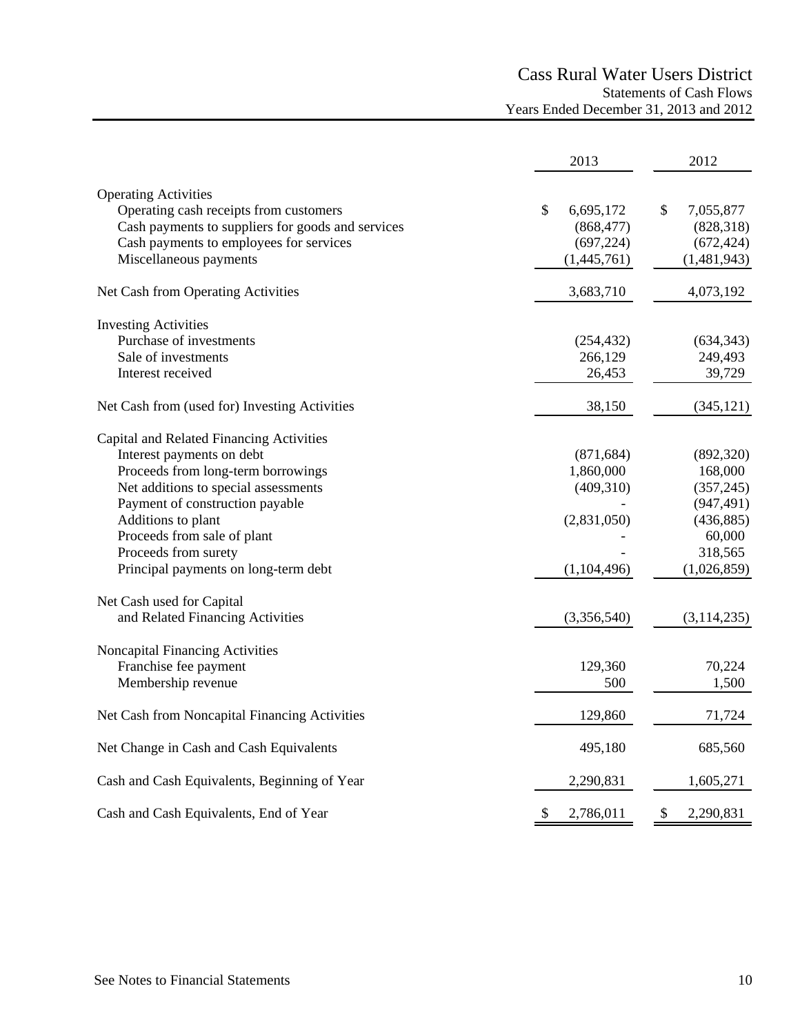# Cass Rural Water Users District

## Statements of Cash Flows

### Years Ended December 31, 2013 and 2012

| | 2013 | 2012 |
|---|---|---|
| **Operating Activities** | | |
| Operating cash receipts from customers | $ 6,695,172 | $ 7,055,877 |
| Cash payments to suppliers for goods and services | (868,477) | (828,318) |
| Cash payments to employees for services | (697,224) | (672,424) |
| Miscellaneous payments | (1,445,761) | (1,481,943) |
| Net Cash from Operating Activities | 3,683,710 | 4,073,192 |
| **Investing Activities** | | |
| Purchase of investments | (254,432) | (634,343) |
| Sale of investments | 266,129 | 249,493 |
| Interest received | 26,453 | 39,729 |
| Net Cash from (used for) Investing Activities | 38,150 | (345,121) |
| **Capital and Related Financing Activities** | | |
| Interest payments on debt | (871,684) | (892,320) |
| Proceeds from long-term borrowings | 1,860,000 | 168,000 |
| Net additions to special assessments | (409,310) | (357,245) |
| Payment of construction payable | - | (947,491) |
| Additions to plant | (2,831,050) | (436,885) |
| Proceeds from sale of plant | - | 60,000 |
| Proceeds from surety | - | 318,565 |
| Principal payments on long-term debt | (1,104,496) | (1,026,859) |
| Net Cash used for Capital and Related Financing Activities | (3,356,540) | (3,114,235) |
| **Noncapital Financing Activities** | | |
| Franchise fee payment | 129,360 | 70,224 |
| Membership revenue | 500 | 1,500 |
| Net Cash from Noncapital Financing Activities | 129,860 | 71,724 |
| Net Change in Cash and Cash Equivalents | 495,180 | 685,560 |
| Cash and Cash Equivalents, Beginning of Year | 2,290,831 | 1,605,271 |
| Cash and Cash Equivalents, End of Year | $ 2,786,011 | $ 2,290,831 |

See Notes to Financial Statements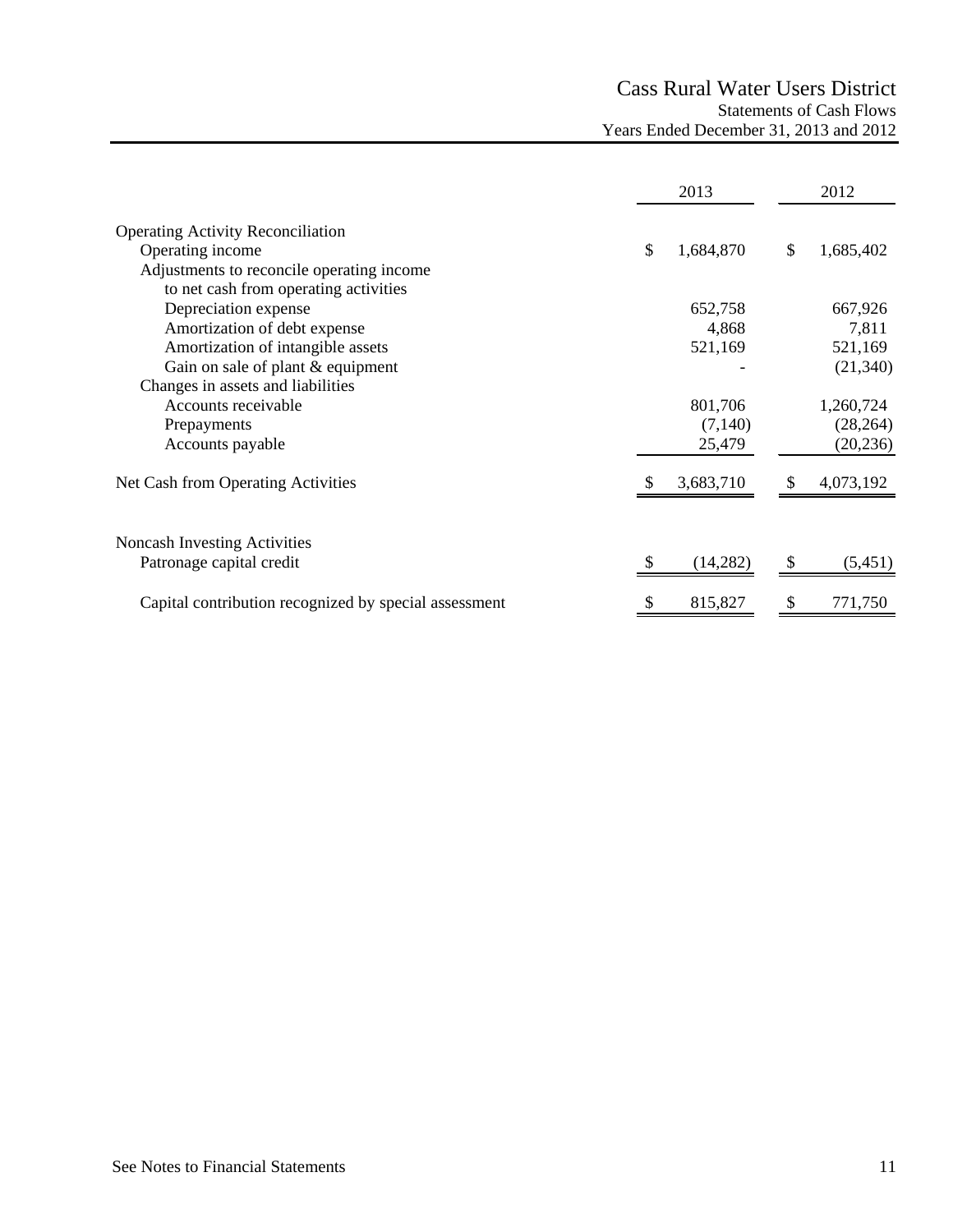# Cass Rural Water Users District

## Statements of Cash Flows

### Years Ended December 31, 2013 and 2012

| | 2013 | 2012 |
|---|---|---|
| **Operating Activity Reconciliation** | | |
| Operating income | $ 1,684,870 | $ 1,685,402 |
| Adjustments to reconcile operating income to net cash from operating activities | | |
| Depreciation expense | 652,758 | 667,926 |
| Amortization of debt expense | 4,868 | 7,811 |
| Amortization of intangible assets | 521,169 | 521,169 |
| Gain on sale of plant & equipment | - | (21,340) |
| Changes in assets and liabilities | | |
| Accounts receivable | 801,706 | 1,260,724 |
| Prepayments | (7,140) | (28,264) |
| Accounts payable | 25,479 | (20,236) |
| Net Cash from Operating Activities | $ 3,683,710 | $ 4,073,192 |
| | | |
| **Noncash Investing Activities** | | |
| Patronage capital credit | $ (14,282) | $ (5,451) |
| Capital contribution recognized by special assessment | $ 815,827 | $ 771,750 |

See Notes to Financial Statements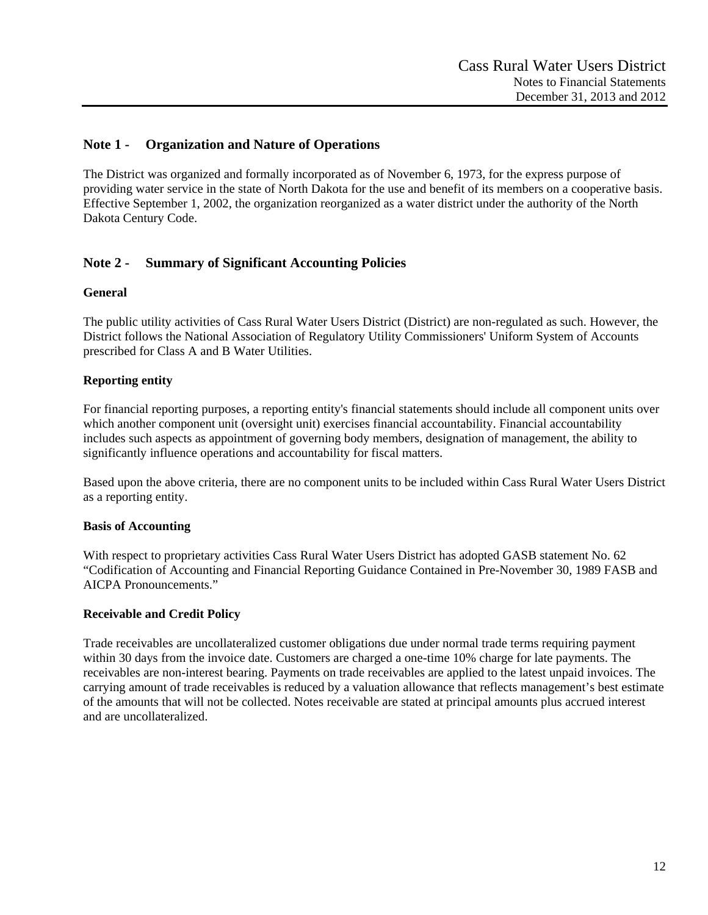## Note 1 - Organization and Nature of Operations

The District was organized and formally incorporated as of November 6, 1973, for the express purpose of providing water service in the state of North Dakota for the use and benefit of its members on a cooperative basis. Effective September 1, 2002, the organization reorganized as a water district under the authority of the North Dakota Century Code.

## Note 2 - Summary of Significant Accounting Policies

### General

The public utility activities of Cass Rural Water Users District (District) are non-regulated as such. However, the District follows the National Association of Regulatory Utility Commissioners' Uniform System of Accounts prescribed for Class A and B Water Utilities.

### Reporting entity

For financial reporting purposes, a reporting entity's financial statements should include all component units over which another component unit (oversight unit) exercises financial accountability. Financial accountability includes such aspects as appointment of governing body members, designation of management, the ability to significantly influence operations and accountability for fiscal matters.

Based upon the above criteria, there are no component units to be included within Cass Rural Water Users District as a reporting entity.

### Basis of Accounting

With respect to proprietary activities Cass Rural Water Users District has adopted GASB statement No. 62 "Codification of Accounting and Financial Reporting Guidance Contained in Pre-November 30, 1989 FASB and AICPA Pronouncements."

### Receivable and Credit Policy

Trade receivables are uncollateralized customer obligations due under normal trade terms requiring payment within 30 days from the invoice date. Customers are charged a one-time 10% charge for late payments. The receivables are non-interest bearing. Payments on trade receivables are applied to the latest unpaid invoices. The carrying amount of trade receivables is reduced by a valuation allowance that reflects management's best estimate of the amounts that will not be collected. Notes receivable are stated at principal amounts plus accrued interest and are uncollateralized.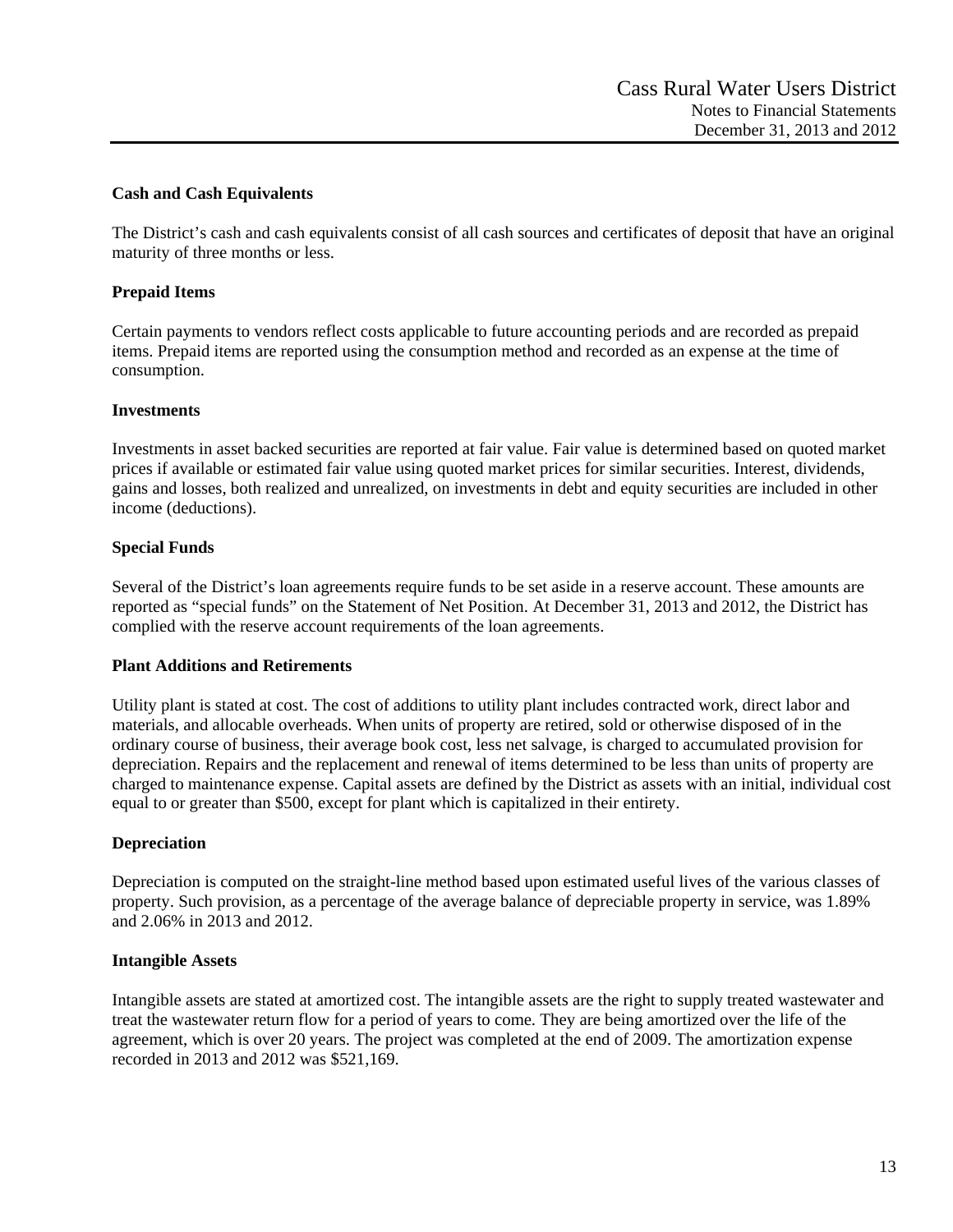### Cash and Cash Equivalents

The District's cash and cash equivalents consist of all cash sources and certificates of deposit that have an original maturity of three months or less.

### Prepaid Items

Certain payments to vendors reflect costs applicable to future accounting periods and are recorded as prepaid items. Prepaid items are reported using the consumption method and recorded as an expense at the time of consumption.

### Investments

Investments in asset backed securities are reported at fair value. Fair value is determined based on quoted market prices if available or estimated fair value using quoted market prices for similar securities. Interest, dividends, gains and losses, both realized and unrealized, on investments in debt and equity securities are included in other income (deductions).

### Special Funds

Several of the District's loan agreements require funds to be set aside in a reserve account. These amounts are reported as "special funds" on the Statement of Net Position. At December 31, 2013 and 2012, the District has complied with the reserve account requirements of the loan agreements.

### Plant Additions and Retirements

Utility plant is stated at cost. The cost of additions to utility plant includes contracted work, direct labor and materials, and allocable overheads. When units of property are retired, sold or otherwise disposed of in the ordinary course of business, their average book cost, less net salvage, is charged to accumulated provision for depreciation. Repairs and the replacement and renewal of items determined to be less than units of property are charged to maintenance expense. Capital assets are defined by the District as assets with an initial, individual cost equal to or greater than $500, except for plant which is capitalized in their entirety.

### Depreciation

Depreciation is computed on the straight-line method based upon estimated useful lives of the various classes of property. Such provision, as a percentage of the average balance of depreciable property in service, was 1.89% and 2.06% in 2013 and 2012.

### Intangible Assets

Intangible assets are stated at amortized cost. The intangible assets are the right to supply treated wastewater and treat the wastewater return flow for a period of years to come. They are being amortized over the life of the agreement, which is over 20 years. The project was completed at the end of 2009. The amortization expense recorded in 2013 and 2012 was $521,169.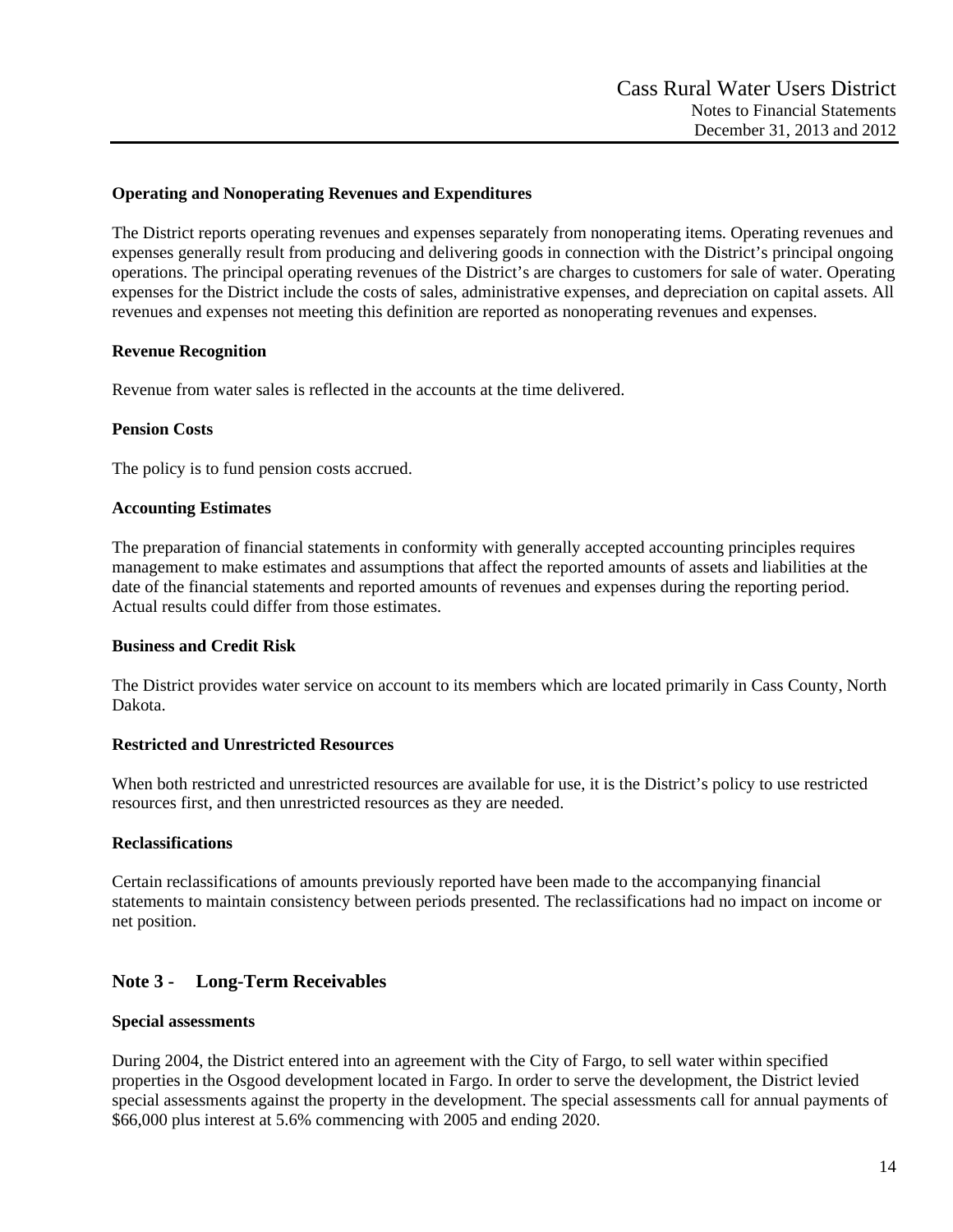### Operating and Nonoperating Revenues and Expenditures

The District reports operating revenues and expenses separately from nonoperating items. Operating revenues and expenses generally result from producing and delivering goods in connection with the District's principal ongoing operations. The principal operating revenues of the District's are charges to customers for sale of water. Operating expenses for the District include the costs of sales, administrative expenses, and depreciation on capital assets. All revenues and expenses not meeting this definition are reported as nonoperating revenues and expenses.

### Revenue Recognition

Revenue from water sales is reflected in the accounts at the time delivered.

### Pension Costs

The policy is to fund pension costs accrued.

### Accounting Estimates

The preparation of financial statements in conformity with generally accepted accounting principles requires management to make estimates and assumptions that affect the reported amounts of assets and liabilities at the date of the financial statements and reported amounts of revenues and expenses during the reporting period. Actual results could differ from those estimates.

### Business and Credit Risk

The District provides water service on account to its members which are located primarily in Cass County, North Dakota.

### Restricted and Unrestricted Resources

When both restricted and unrestricted resources are available for use, it is the District's policy to use restricted resources first, and then unrestricted resources as they are needed.

### Reclassifications

Certain reclassifications of amounts previously reported have been made to the accompanying financial statements to maintain consistency between periods presented. The reclassifications had no impact on income or net position.

## Note 3 - Long-Term Receivables

### Special assessments

During 2004, the District entered into an agreement with the City of Fargo, to sell water within specified properties in the Osgood development located in Fargo. In order to serve the development, the District levied special assessments against the property in the development. The special assessments call for annual payments of $66,000 plus interest at 5.6% commencing with 2005 and ending 2020.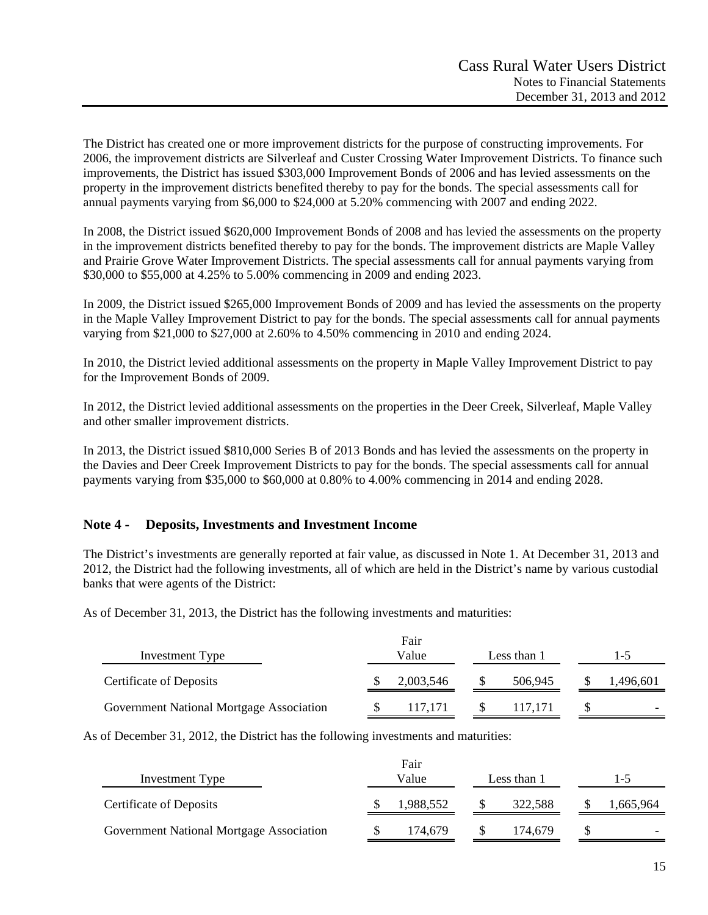The District has created one or more improvement districts for the purpose of constructing improvements. For 2006, the improvement districts are Silverleaf and Custer Crossing Water Improvement Districts. To finance such improvements, the District has issued $303,000 Improvement Bonds of 2006 and has levied assessments on the property in the improvement districts benefited thereby to pay for the bonds. The special assessments call for annual payments varying from $6,000 to $24,000 at 5.20% commencing with 2007 and ending 2022.

In 2008, the District issued $620,000 Improvement Bonds of 2008 and has levied the assessments on the property in the improvement districts benefited thereby to pay for the bonds. The improvement districts are Maple Valley and Prairie Grove Water Improvement Districts. The special assessments call for annual payments varying from $30,000 to $55,000 at 4.25% to 5.00% commencing in 2009 and ending 2023.

In 2009, the District issued $265,000 Improvement Bonds of 2009 and has levied the assessments on the property in the Maple Valley Improvement District to pay for the bonds. The special assessments call for annual payments varying from $21,000 to $27,000 at 2.60% to 4.50% commencing in 2010 and ending 2024.

In 2010, the District levied additional assessments on the property in Maple Valley Improvement District to pay for the Improvement Bonds of 2009.

In 2012, the District levied additional assessments on the properties in the Deer Creek, Silverleaf, Maple Valley and other smaller improvement districts.

In 2013, the District issued $810,000 Series B of 2013 Bonds and has levied the assessments on the property in the Davies and Deer Creek Improvement Districts to pay for the bonds. The special assessments call for annual payments varying from $35,000 to $60,000 at 0.80% to 4.00% commencing in 2014 and ending 2028.

## Note 4 - Deposits, Investments and Investment Income

The District's investments are generally reported at fair value, as discussed in Note 1. At December 31, 2013 and 2012, the District had the following investments, all of which are held in the District's name by various custodial banks that were agents of the District:

As of December 31, 2013, the District has the following investments and maturities:

| Investment Type | Fair Value | Less than 1 | 1-5 |
|---|---|---|---|
| Certificate of Deposits | $ 2,003,546 | $ 506,945 | $ 1,496,601 |
| Government National Mortgage Association | $ 117,171 | $ 117,171 | $ - |

As of December 31, 2012, the District has the following investments and maturities:

| Investment Type | Fair Value | Less than 1 | 1-5 |
|---|---|---|---|
| Certificate of Deposits | $ 1,988,552 | $ 322,588 | $ 1,665,964 |
| Government National Mortgage Association | $ 174,679 | $ 174,679 | $ - |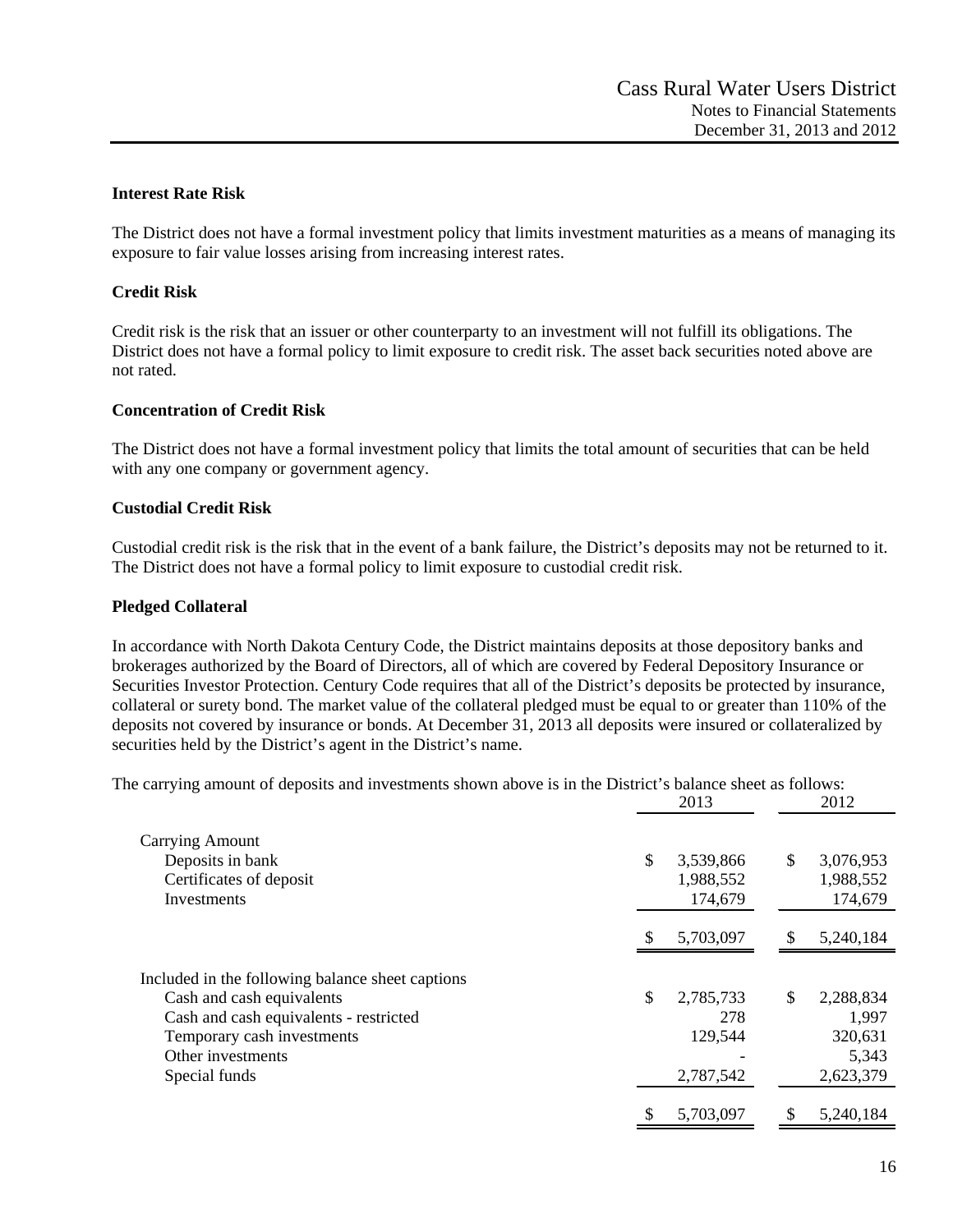### Interest Rate Risk

The District does not have a formal investment policy that limits investment maturities as a means of managing its exposure to fair value losses arising from increasing interest rates.

### Credit Risk

Credit risk is the risk that an issuer or other counterparty to an investment will not fulfill its obligations. The District does not have a formal policy to limit exposure to credit risk. The asset back securities noted above are not rated.

### Concentration of Credit Risk

The District does not have a formal investment policy that limits the total amount of securities that can be held with any one company or government agency.

### Custodial Credit Risk

Custodial credit risk is the risk that in the event of a bank failure, the District's deposits may not be returned to it. The District does not have a formal policy to limit exposure to custodial credit risk.

### Pledged Collateral

In accordance with North Dakota Century Code, the District maintains deposits at those depository banks and brokerages authorized by the Board of Directors, all of which are covered by Federal Depository Insurance or Securities Investor Protection. Century Code requires that all of the District's deposits be protected by insurance, collateral or surety bond. The market value of the collateral pledged must be equal to or greater than 110% of the deposits not covered by insurance or bonds. At December 31, 2013 all deposits were insured or collateralized by securities held by the District's agent in the District's name.

The carrying amount of deposits and investments shown above is in the District's balance sheet as follows:

| | 2013 | 2012 |
|---|---|---|
| Carrying Amount | | |
| Deposits in bank | $ 3,539,866 | $ 3,076,953 |
| Certificates of deposit | 1,988,552 | 1,988,552 |
| Investments | 174,679 | 174,679 |
| | $ 5,703,097 | $ 5,240,184 |
| Included in the following balance sheet captions | | |
| Cash and cash equivalents | $ 2,785,733 | $ 2,288,834 |
| Cash and cash equivalents - restricted | 278 | 1,997 |
| Temporary cash investments | 129,544 | 320,631 |
| Other investments | - | 5,343 |
| Special funds | 2,787,542 | 2,623,379 |
| | $ 5,703,097 | $ 5,240,184 |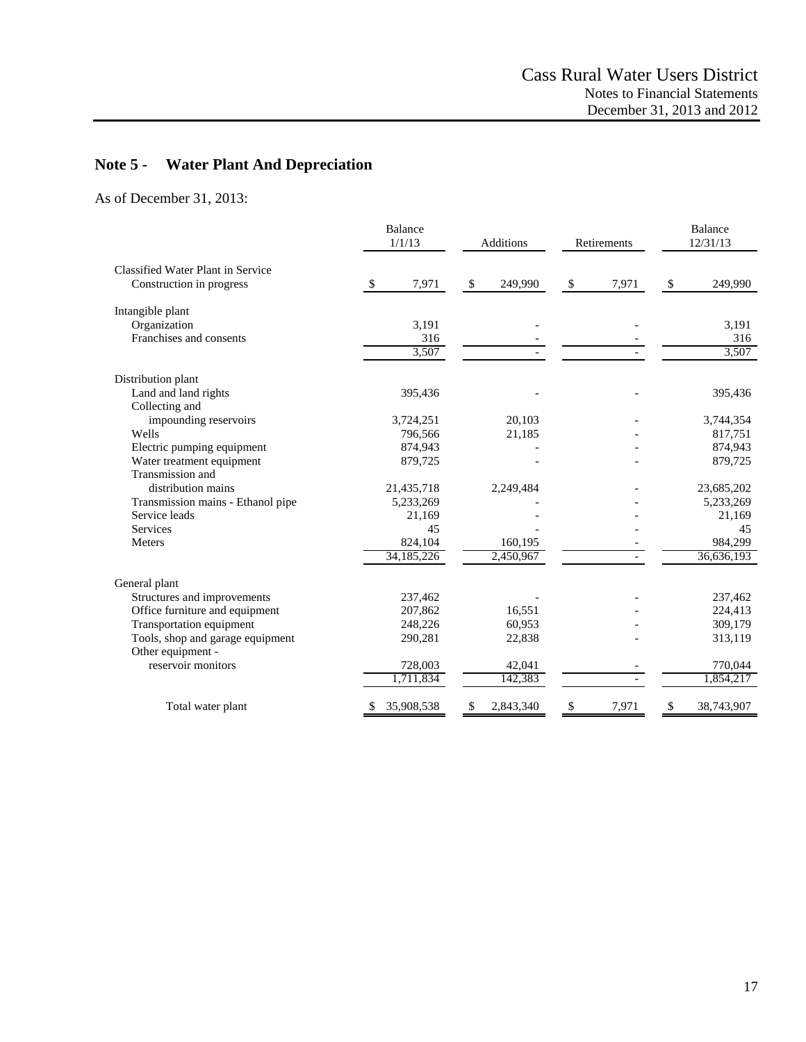## Note 5 - Water Plant And Depreciation

As of December 31, 2013:

| | Balance 1/1/13 | Additions | Retirements | Balance 12/31/13 |
|---|---|---|---|---|
| Classified Water Plant in Service | | | | |
| Construction in progress | $ 7,971 | $ 249,990 | $ 7,971 | $ 249,990 |
| Intangible plant | | | | |
| Organization | 3,191 | - | - | 3,191 |
| Franchises and consents | 316 | - | - | 316 |
| | 3,507 | - | - | 3,507 |
| Distribution plant | | | | |
| Land and land rights | 395,436 | - | - | 395,436 |
| Collecting and impounding reservoirs | 3,724,251 | 20,103 | - | 3,744,354 |
| Wells | 796,566 | 21,185 | - | 817,751 |
| Electric pumping equipment | 874,943 | - | - | 874,943 |
| Water treatment equipment | 879,725 | - | - | 879,725 |
| Transmission and distribution mains | 21,435,718 | 2,249,484 | - | 23,685,202 |
| Transmission mains - Ethanol pipe | 5,233,269 | - | - | 5,233,269 |
| Service leads | 21,169 | - | - | 21,169 |
| Services | 45 | - | - | 45 |
| Meters | 824,104 | 160,195 | - | 984,299 |
| | 34,185,226 | 2,450,967 | - | 36,636,193 |
| General plant | | | | |
| Structures and improvements | 237,462 | - | - | 237,462 |
| Office furniture and equipment | 207,862 | 16,551 | - | 224,413 |
| Transportation equipment | 248,226 | 60,953 | - | 309,179 |
| Tools, shop and garage equipment | 290,281 | 22,838 | - | 313,119 |
| Other equipment - reservoir monitors | 728,003 | 42,041 | - | 770,044 |
| | 1,711,834 | 142,383 | - | 1,854,217 |
| Total water plant | $ 35,908,538 | $ 2,843,340 | $ 7,971 | $ 38,743,907 |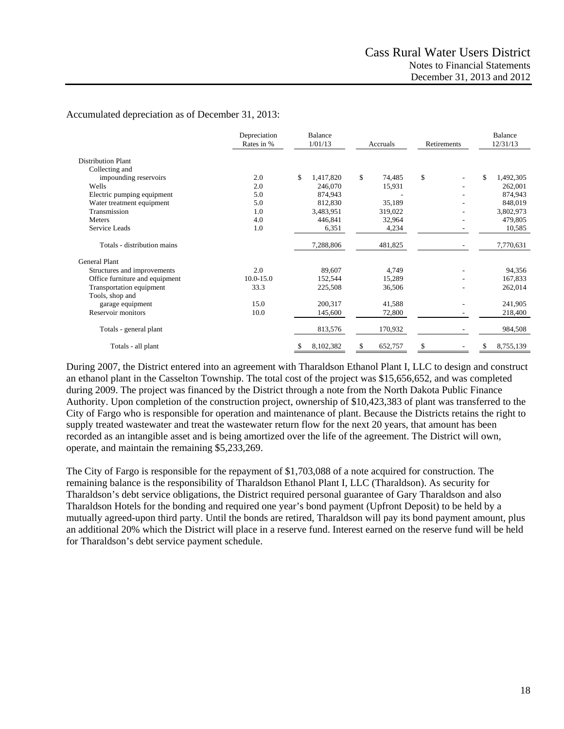Accumulated depreciation as of December 31, 2013:

| | Depreciation Rates in % | Balance 1/01/13 | Accruals | Retirements | Balance 12/31/13 |
|---|---|---|---|---|---|
| Distribution Plant | | | | | |
| Collecting and impounding reservoirs | 2.0 | $ 1,417,820 | $ 74,485 | $ - | $ 1,492,305 |
| Wells | 2.0 | 246,070 | 15,931 | - | 262,001 |
| Electric pumping equipment | 5.0 | 874,943 | - | - | 874,943 |
| Water treatment equipment | 5.0 | 812,830 | 35,189 | - | 848,019 |
| Transmission | 1.0 | 3,483,951 | 319,022 | - | 3,802,973 |
| Meters | 4.0 | 446,841 | 32,964 | - | 479,805 |
| Service Leads | 1.0 | 6,351 | 4,234 | - | 10,585 |
| Totals - distribution mains | | 7,288,806 | 481,825 | - | 7,770,631 |
| General Plant | | | | | |
| Structures and improvements | 2.0 | 89,607 | 4,749 | - | 94,356 |
| Office furniture and equipment | 10.0-15.0 | 152,544 | 15,289 | - | 167,833 |
| Transportation equipment | 33.3 | 225,508 | 36,506 | - | 262,014 |
| Tools, shop and garage equipment | 15.0 | 200,317 | 41,588 | - | 241,905 |
| Reservoir monitors | 10.0 | 145,600 | 72,800 | - | 218,400 |
| Totals - general plant | | 813,576 | 170,932 | - | 984,508 |
| Totals - all plant | | $ 8,102,382 | $ 652,757 | $ - | $ 8,755,139 |

During 2007, the District entered into an agreement with Tharaldson Ethanol Plant I, LLC to design and construct an ethanol plant in the Casselton Township. The total cost of the project was $15,656,652, and was completed during 2009. The project was financed by the District through a note from the North Dakota Public Finance Authority. Upon completion of the construction project, ownership of $10,423,383 of plant was transferred to the City of Fargo who is responsible for operation and maintenance of plant. Because the Districts retains the right to supply treated wastewater and treat the wastewater return flow for the next 20 years, that amount has been recorded as an intangible asset and is being amortized over the life of the agreement. The District will own, operate, and maintain the remaining $5,233,269.

The City of Fargo is responsible for the repayment of $1,703,088 of a note acquired for construction. The remaining balance is the responsibility of Tharaldson Ethanol Plant I, LLC (Tharaldson). As security for Tharaldson's debt service obligations, the District required personal guarantee of Gary Tharaldson and also Tharaldson Hotels for the bonding and required one year's bond payment (Upfront Deposit) to be held by a mutually agreed-upon third party. Until the bonds are retired, Tharaldson will pay its bond payment amount, plus an additional 20% which the District will place in a reserve fund. Interest earned on the reserve fund will be held for Tharaldson's debt service payment schedule.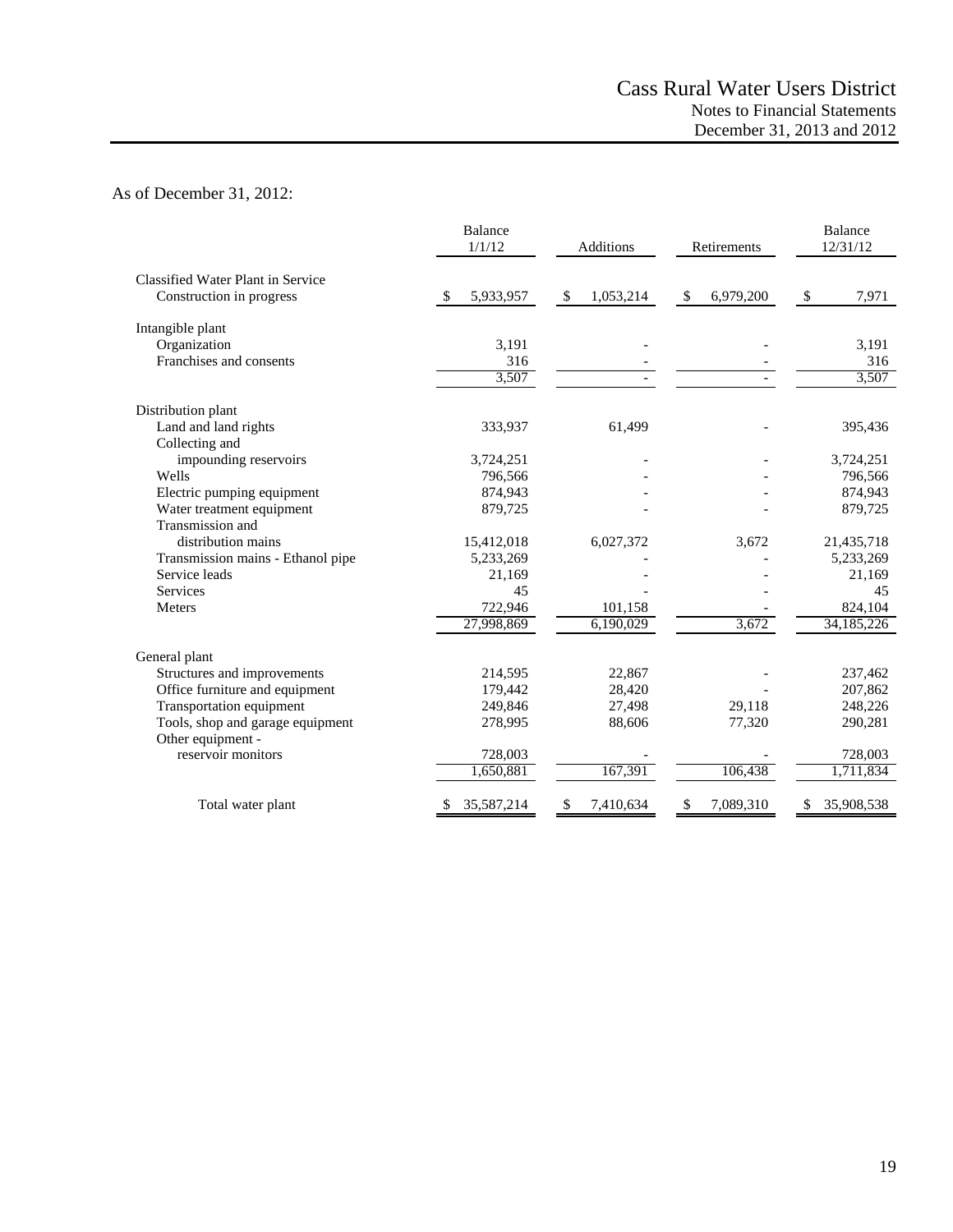As of December 31, 2012:

| | Balance 1/1/12 | Additions | Retirements | Balance 12/31/12 |
|---|---|---|---|---|
| Classified Water Plant in Service | | | | |
| Construction in progress | $ 5,933,957 | $ 1,053,214 | $ 6,979,200 | $ 7,971 |
| Intangible plant | | | | |
| Organization | 3,191 | - | - | 3,191 |
| Franchises and consents | 316 | - | - | 316 |
| | 3,507 | - | - | 3,507 |
| Distribution plant | | | | |
| Land and land rights | 333,937 | 61,499 | - | 395,436 |
| Collecting and impounding reservoirs | 3,724,251 | - | - | 3,724,251 |
| Wells | 796,566 | - | - | 796,566 |
| Electric pumping equipment | 874,943 | - | - | 874,943 |
| Water treatment equipment | 879,725 | - | - | 879,725 |
| Transmission and distribution mains | 15,412,018 | 6,027,372 | 3,672 | 21,435,718 |
| Transmission mains - Ethanol pipe | 5,233,269 | - | - | 5,233,269 |
| Service leads | 21,169 | - | - | 21,169 |
| Services | 45 | - | - | 45 |
| Meters | 722,946 | 101,158 | - | 824,104 |
| | 27,998,869 | 6,190,029 | 3,672 | 34,185,226 |
| General plant | | | | |
| Structures and improvements | 214,595 | 22,867 | - | 237,462 |
| Office furniture and equipment | 179,442 | 28,420 | - | 207,862 |
| Transportation equipment | 249,846 | 27,498 | 29,118 | 248,226 |
| Tools, shop and garage equipment | 278,995 | 88,606 | 77,320 | 290,281 |
| Other equipment - reservoir monitors | 728,003 | - | - | 728,003 |
| | 1,650,881 | 167,391 | 106,438 | 1,711,834 |
| Total water plant | $ 35,587,214 | $ 7,410,634 | $ 7,089,310 | $ 35,908,538 |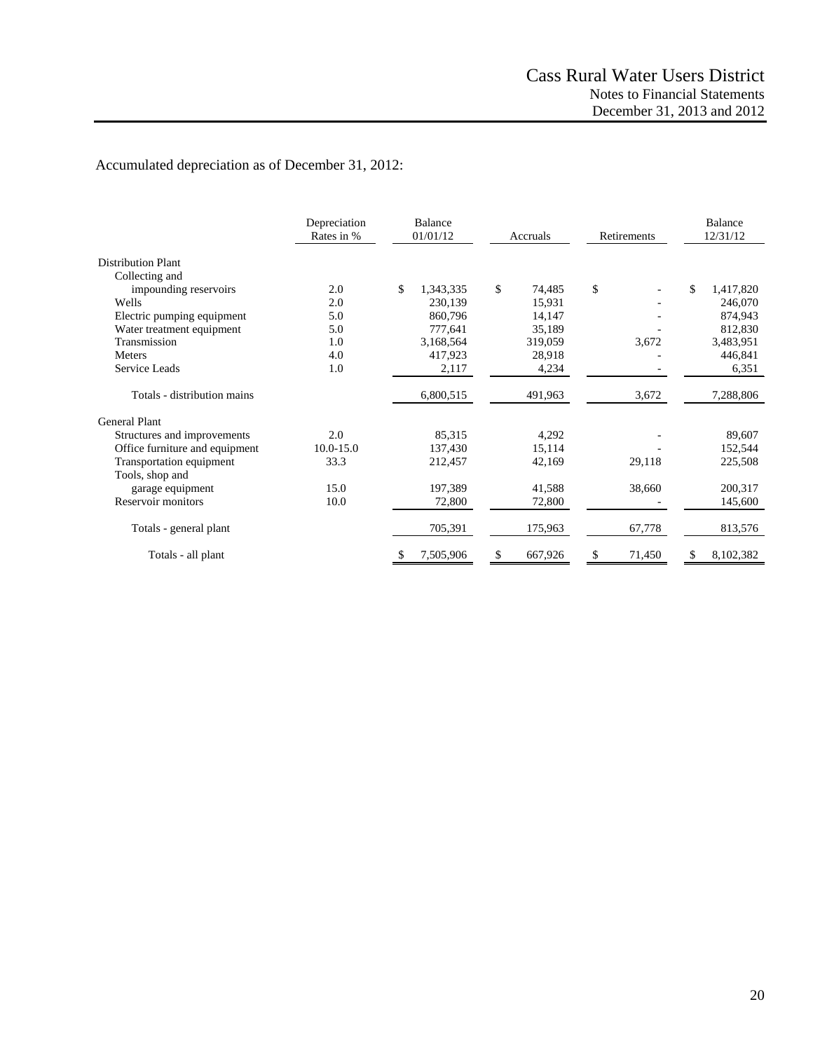Accumulated depreciation as of December 31, 2012:

| | Depreciation Rates in % | Balance 01/01/12 | Accruals | Retirements | Balance 12/31/12 |
|---|---|---|---|---|---|
| Distribution Plant | | | | | |
| Collecting and impounding reservoirs | 2.0 | $ 1,343,335 | $ 74,485 | $ - | $ 1,417,820 |
| Wells | 2.0 | 230,139 | 15,931 | - | 246,070 |
| Electric pumping equipment | 5.0 | 860,796 | 14,147 | - | 874,943 |
| Water treatment equipment | 5.0 | 777,641 | 35,189 | - | 812,830 |
| Transmission | 1.0 | 3,168,564 | 319,059 | 3,672 | 3,483,951 |
| Meters | 4.0 | 417,923 | 28,918 | - | 446,841 |
| Service Leads | 1.0 | 2,117 | 4,234 | - | 6,351 |
| Totals - distribution mains | | 6,800,515 | 491,963 | 3,672 | 7,288,806 |
| General Plant | | | | | |
| Structures and improvements | 2.0 | 85,315 | 4,292 | - | 89,607 |
| Office furniture and equipment | 10.0-15.0 | 137,430 | 15,114 | - | 152,544 |
| Transportation equipment | 33.3 | 212,457 | 42,169 | 29,118 | 225,508 |
| Tools, shop and garage equipment | 15.0 | 197,389 | 41,588 | 38,660 | 200,317 |
| Reservoir monitors | 10.0 | 72,800 | 72,800 | - | 145,600 |
| Totals - general plant | | 705,391 | 175,963 | 67,778 | 813,576 |
| Totals - all plant | | $ 7,505,906 | $ 667,926 | $ 71,450 | $ 8,102,382 |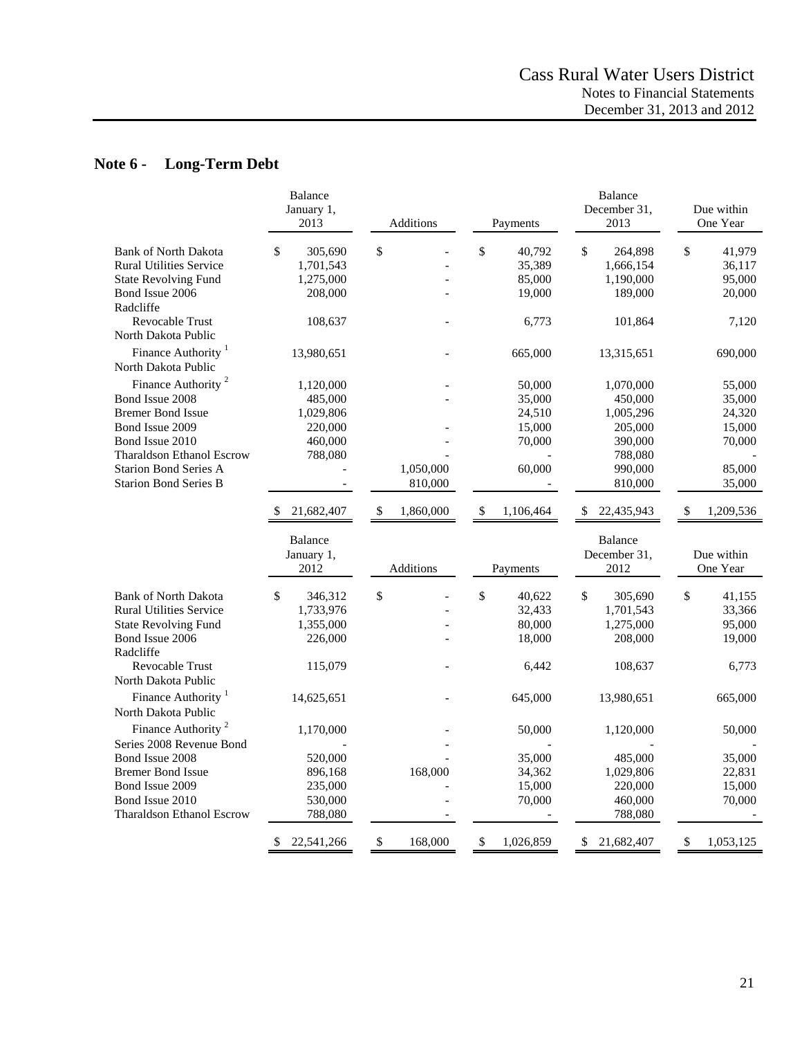## Note 6 - Long-Term Debt

| | Balance January 1, 2013 | Additions | Payments | Balance December 31, 2013 | Due within One Year |
|---|---|---|---|---|---|
| Bank of North Dakota | $ 305,690 | $ - | $ 40,792 | $ 264,898 | $ 41,979 |
| Rural Utilities Service | 1,701,543 | - | 35,389 | 1,666,154 | 36,117 |
| State Revolving Fund | 1,275,000 | - | 85,000 | 1,190,000 | 95,000 |
| Bond Issue 2006 | 208,000 | - | 19,000 | 189,000 | 20,000 |
| Radcliffe Revocable Trust | 108,637 | - | 6,773 | 101,864 | 7,120 |
| North Dakota Public Finance Authority [1] | 13,980,651 | - | 665,000 | 13,315,651 | 690,000 |
| North Dakota Public Finance Authority [2] | 1,120,000 | - | 50,000 | 1,070,000 | 55,000 |
| Bond Issue 2008 | 485,000 | - | 35,000 | 450,000 | 35,000 |
| Bremer Bond Issue | 1,029,806 | | 24,510 | 1,005,296 | 24,320 |
| Bond Issue 2009 | 220,000 | - | 15,000 | 205,000 | 15,000 |
| Bond Issue 2010 | 460,000 | - | 70,000 | 390,000 | 70,000 |
| Tharaldson Ethanol Escrow | 788,080 | | - | 788,080 | - |
| Starion Bond Series A | - | 1,050,000 | 60,000 | 990,000 | 85,000 |
| Starion Bond Series B | - | 810,000 | - | 810,000 | 35,000 |
| | $ 21,682,407 | $ 1,860,000 | $ 1,106,464 | $ 22,435,943 | $ 1,209,536 |

| | Balance January 1, 2012 | Additions | Payments | Balance December 31, 2012 | Due within One Year |
|---|---|---|---|---|---|
| Bank of North Dakota | $ 346,312 | $ - | $ 40,622 | $ 305,690 | $ 41,155 |
| Rural Utilities Service | 1,733,976 | - | 32,433 | 1,701,543 | 33,366 |
| State Revolving Fund | 1,355,000 | - | 80,000 | 1,275,000 | 95,000 |
| Bond Issue 2006 | 226,000 | - | 18,000 | 208,000 | 19,000 |
| Radcliffe Revocable Trust | 115,079 | - | 6,442 | 108,637 | 6,773 |
| North Dakota Public Finance Authority [1] | 14,625,651 | - | 645,000 | 13,980,651 | 665,000 |
| North Dakota Public Finance Authority [2] | 1,170,000 | - | 50,000 | 1,120,000 | 50,000 |
| Series 2008 Revenue Bond | - | - | - | - | - |
| Bond Issue 2008 | 520,000 | - | 35,000 | 485,000 | 35,000 |
| Bremer Bond Issue | 896,168 | 168,000 | 34,362 | 1,029,806 | 22,831 |
| Bond Issue 2009 | 235,000 | - | 15,000 | 220,000 | 15,000 |
| Bond Issue 2010 | 530,000 | - | 70,000 | 460,000 | 70,000 |
| Tharaldson Ethanol Escrow | 788,080 | - | - | 788,080 | - |
| | $ 22,541,266 | $ 168,000 | $ 1,026,859 | $ 21,682,407 | $ 1,053,125 |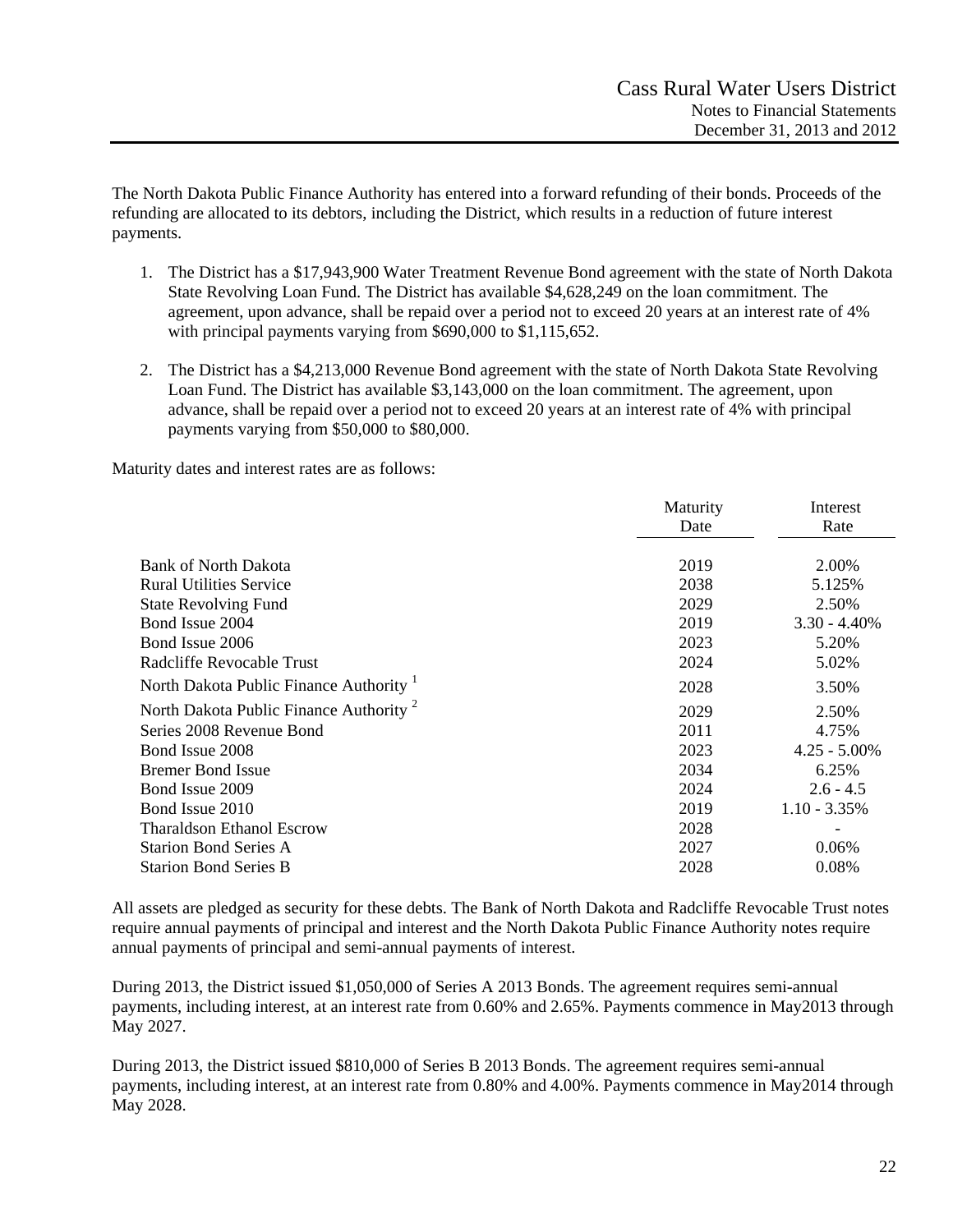The North Dakota Public Finance Authority has entered into a forward refunding of their bonds. Proceeds of the refunding are allocated to its debtors, including the District, which results in a reduction of future interest payments.

1. The District has a $17,943,900 Water Treatment Revenue Bond agreement with the state of North Dakota State Revolving Loan Fund. The District has available $4,628,249 on the loan commitment. The agreement, upon advance, shall be repaid over a period not to exceed 20 years at an interest rate of 4% with principal payments varying from $690,000 to $1,115,652.

2. The District has a $4,213,000 Revenue Bond agreement with the state of North Dakota State Revolving Loan Fund. The District has available $3,143,000 on the loan commitment. The agreement, upon advance, shall be repaid over a period not to exceed 20 years at an interest rate of 4% with principal payments varying from $50,000 to $80,000.

Maturity dates and interest rates are as follows:

| | Maturity Date | Interest Rate |
|---|---|---|
| Bank of North Dakota | 2019 | 2.00% |
| Rural Utilities Service | 2038 | 5.125% |
| State Revolving Fund | 2029 | 2.50% |
| Bond Issue 2004 | 2019 | 3.30 - 4.40% |
| Bond Issue 2006 | 2023 | 5.20% |
| Radcliffe Revocable Trust | 2024 | 5.02% |
| North Dakota Public Finance Authority [1] | 2028 | 3.50% |
| North Dakota Public Finance Authority [2] | 2029 | 2.50% |
| Series 2008 Revenue Bond | 2011 | 4.75% |
| Bond Issue 2008 | 2023 | 4.25 - 5.00% |
| Bremer Bond Issue | 2034 | 6.25% |
| Bond Issue 2009 | 2024 | 2.6 - 4.5 |
| Bond Issue 2010 | 2019 | 1.10 - 3.35% |
| Tharaldson Ethanol Escrow | 2028 | - |
| Starion Bond Series A | 2027 | 0.06% |
| Starion Bond Series B | 2028 | 0.08% |

All assets are pledged as security for these debts. The Bank of North Dakota and Radcliffe Revocable Trust notes require annual payments of principal and interest and the North Dakota Public Finance Authority notes require annual payments of principal and semi-annual payments of interest.

During 2013, the District issued $1,050,000 of Series A 2013 Bonds. The agreement requires semi-annual payments, including interest, at an interest rate from 0.60% and 2.65%. Payments commence in May2013 through May 2027.

During 2013, the District issued $810,000 of Series B 2013 Bonds. The agreement requires semi-annual payments, including interest, at an interest rate from 0.80% and 4.00%. Payments commence in May2014 through May 2028.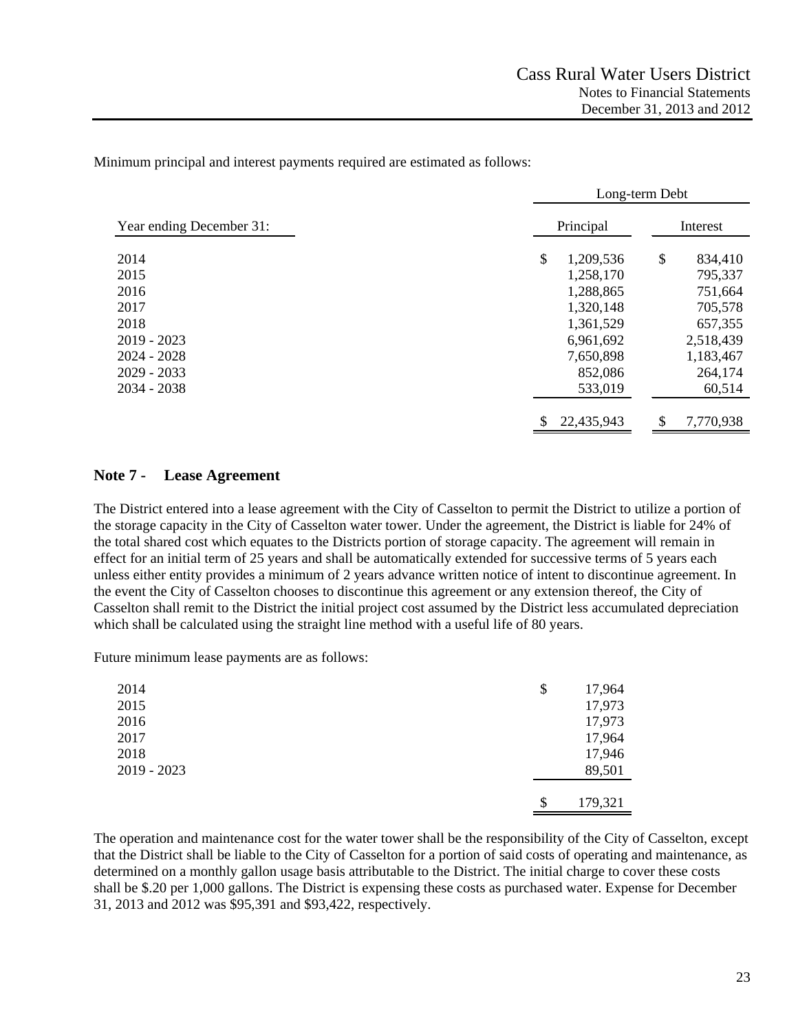Minimum principal and interest payments required are estimated as follows:

| Year ending December 31: | Long-term Debt | |
|---|---|---|
| | Principal | Interest |
| 2014 | $ 1,209,536 | $ 834,410 |
| 2015 | 1,258,170 | 795,337 |
| 2016 | 1,288,865 | 751,664 |
| 2017 | 1,320,148 | 705,578 |
| 2018 | 1,361,529 | 657,355 |
| 2019 - 2023 | 6,961,692 | 2,518,439 |
| 2024 - 2028 | 7,650,898 | 1,183,467 |
| 2029 - 2033 | 852,086 | 264,174 |
| 2034 - 2038 | 533,019 | 60,514 |
| | $ 22,435,943 | $ 7,770,938 |

## Note 7 - Lease Agreement

The District entered into a lease agreement with the City of Casselton to permit the District to utilize a portion of the storage capacity in the City of Casselton water tower. Under the agreement, the District is liable for 24% of the total shared cost which equates to the Districts portion of storage capacity. The agreement will remain in effect for an initial term of 25 years and shall be automatically extended for successive terms of 5 years each unless either entity provides a minimum of 2 years advance written notice of intent to discontinue agreement. In the event the City of Casselton chooses to discontinue this agreement or any extension thereof, the City of Casselton shall remit to the District the initial project cost assumed by the District less accumulated depreciation which shall be calculated using the straight line method with a useful life of 80 years.

Future minimum lease payments are as follows:

| | |
|---|---|
| 2014 | $ 17,964 |
| 2015 | 17,973 |
| 2016 | 17,973 |
| 2017 | 17,964 |
| 2018 | 17,946 |
| 2019 - 2023 | 89,501 |
| | $ 179,321 |

The operation and maintenance cost for the water tower shall be the responsibility of the City of Casselton, except that the District shall be liable to the City of Casselton for a portion of said costs of operating and maintenance, as determined on a monthly gallon usage basis attributable to the District. The initial charge to cover these costs shall be $.20 per 1,000 gallons. The District is expensing these costs as purchased water. Expense for December 31, 2013 and 2012 was $95,391 and $93,422, respectively.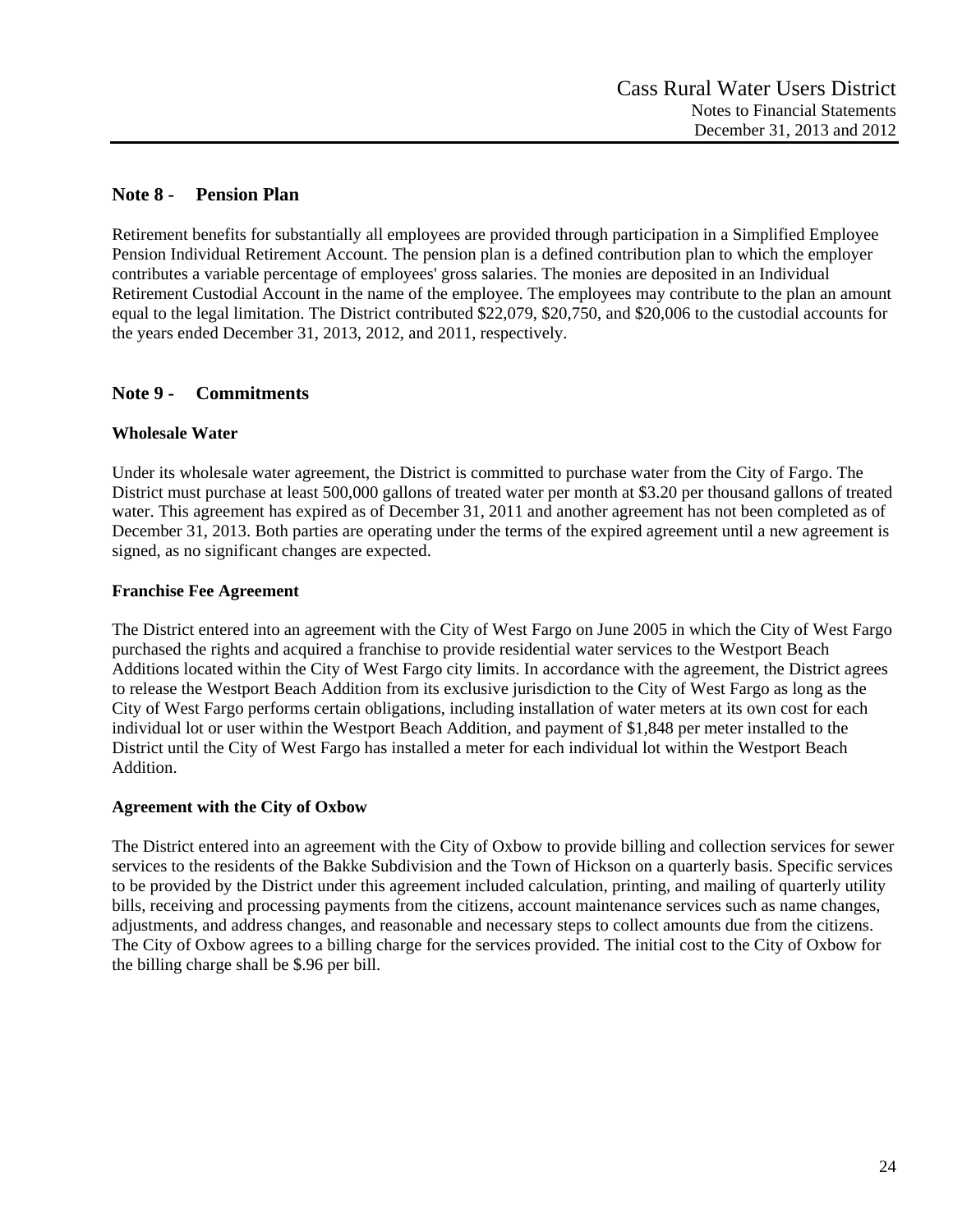## Note 8 - Pension Plan

Retirement benefits for substantially all employees are provided through participation in a Simplified Employee Pension Individual Retirement Account. The pension plan is a defined contribution plan to which the employer contributes a variable percentage of employees' gross salaries. The monies are deposited in an Individual Retirement Custodial Account in the name of the employee. The employees may contribute to the plan an amount equal to the legal limitation. The District contributed $22,079, $20,750, and $20,006 to the custodial accounts for the years ended December 31, 2013, 2012, and 2011, respectively.

## Note 9 - Commitments

### Wholesale Water

Under its wholesale water agreement, the District is committed to purchase water from the City of Fargo. The District must purchase at least 500,000 gallons of treated water per month at $3.20 per thousand gallons of treated water. This agreement has expired as of December 31, 2011 and another agreement has not been completed as of December 31, 2013. Both parties are operating under the terms of the expired agreement until a new agreement is signed, as no significant changes are expected.

### Franchise Fee Agreement

The District entered into an agreement with the City of West Fargo on June 2005 in which the City of West Fargo purchased the rights and acquired a franchise to provide residential water services to the Westport Beach Additions located within the City of West Fargo city limits. In accordance with the agreement, the District agrees to release the Westport Beach Addition from its exclusive jurisdiction to the City of West Fargo as long as the City of West Fargo performs certain obligations, including installation of water meters at its own cost for each individual lot or user within the Westport Beach Addition, and payment of $1,848 per meter installed to the District until the City of West Fargo has installed a meter for each individual lot within the Westport Beach Addition.

### Agreement with the City of Oxbow

The District entered into an agreement with the City of Oxbow to provide billing and collection services for sewer services to the residents of the Bakke Subdivision and the Town of Hickson on a quarterly basis. Specific services to be provided by the District under this agreement included calculation, printing, and mailing of quarterly utility bills, receiving and processing payments from the citizens, account maintenance services such as name changes, adjustments, and address changes, and reasonable and necessary steps to collect amounts due from the citizens. The City of Oxbow agrees to a billing charge for the services provided. The initial cost to the City of Oxbow for the billing charge shall be $.96 per bill.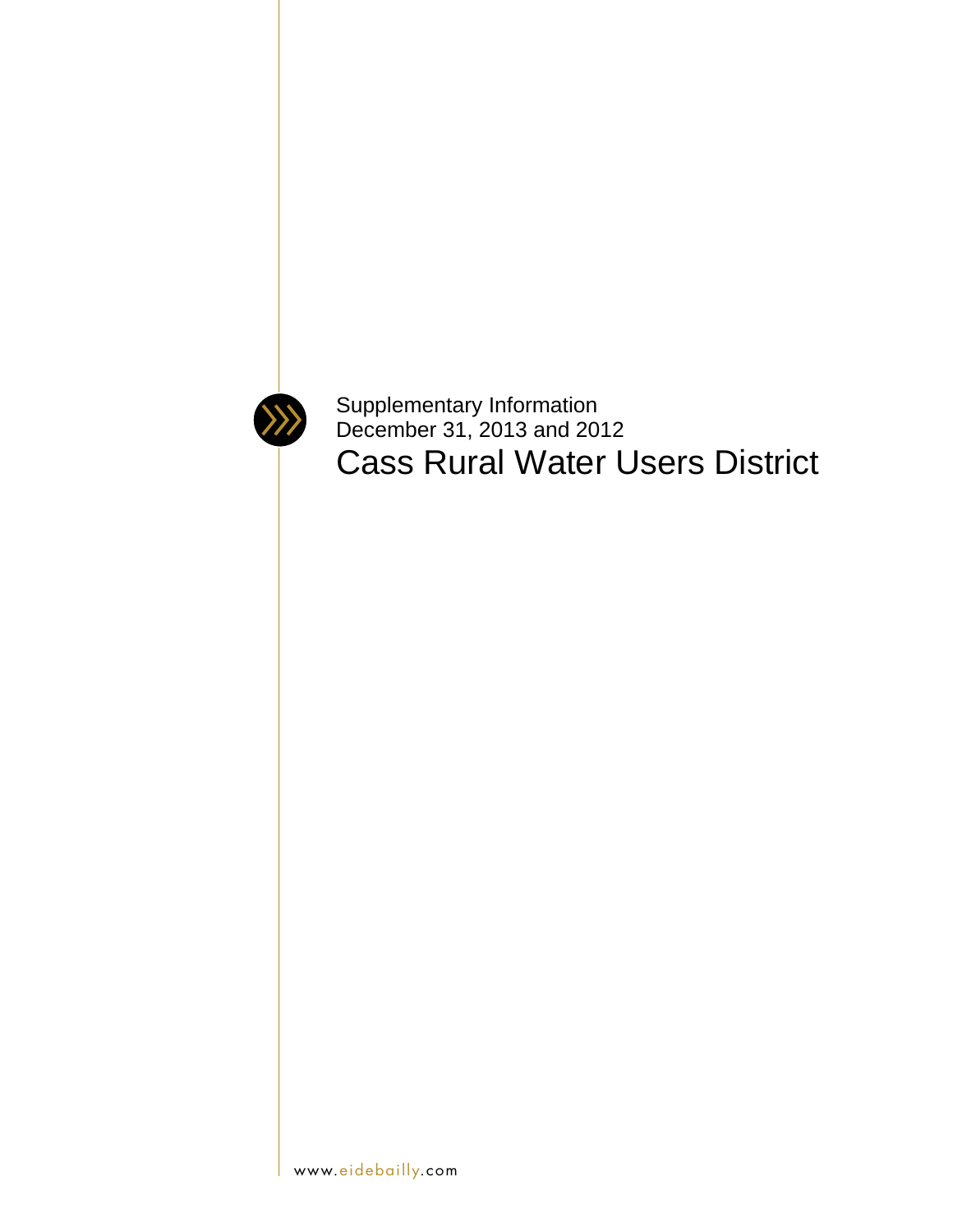Supplementary Information
December 31, 2013 and 2012

# Cass Rural Water Users District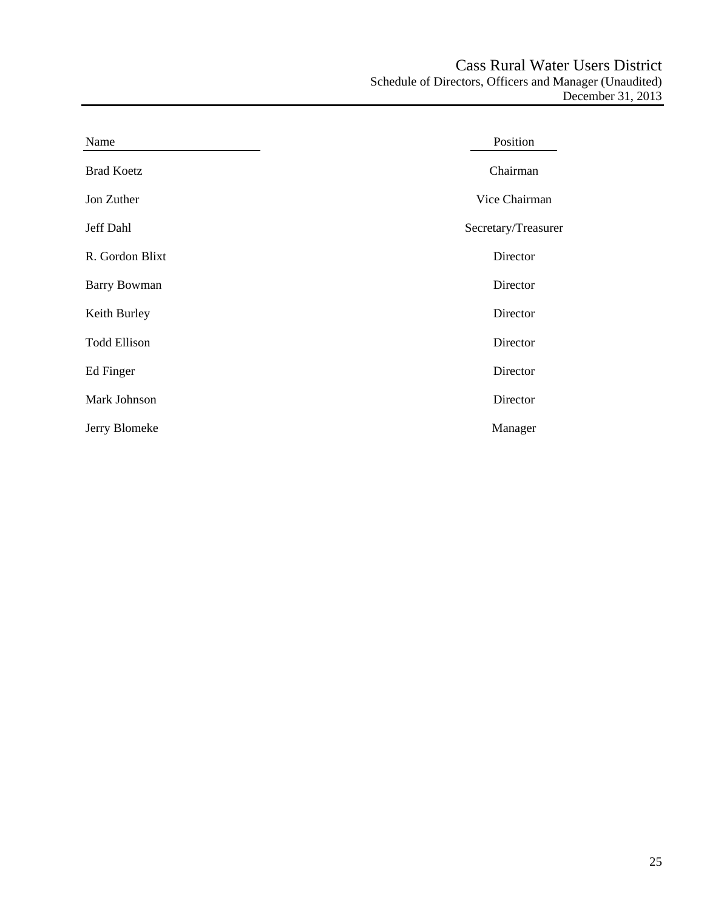# Cass Rural Water Users District

## Schedule of Directors, Officers and Manager (Unaudited)

December 31, 2013

| Name | Position |
|---|---|
| Brad Koetz | Chairman |
| Jon Zuther | Vice Chairman |
| Jeff Dahl | Secretary/Treasurer |
| R. Gordon Blixt | Director |
| Barry Bowman | Director |
| Keith Burley | Director |
| Todd Ellison | Director |
| Ed Finger | Director |
| Mark Johnson | Director |
| Jerry Blomeke | Manager |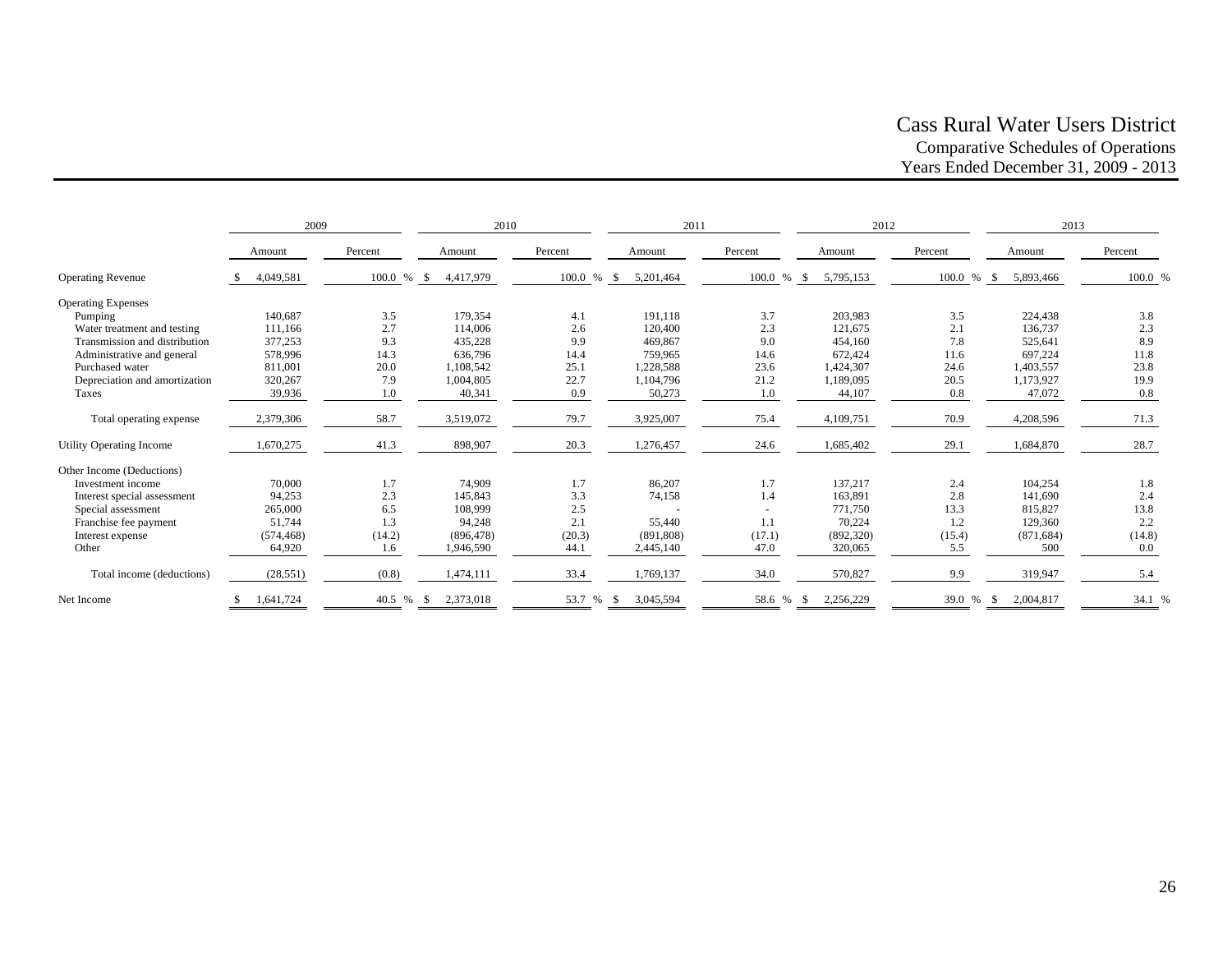# Cass Rural Water Users District

## Comparative Schedules of Operations

### Years Ended December 31, 2009 - 2013

| | 2009 | | 2010 | | 2011 | | 2012 | | 2013 | |
|---|---|---|---|---|---|---|---|---|---|---|
| | Amount | Percent | Amount | Percent | Amount | Percent | Amount | Percent | Amount | Percent |
| Operating Revenue | $ 4,049,581 | 100.0 % | $ 4,417,979 | 100.0 % | $ 5,201,464 | 100.0 % | $ 5,795,153 | 100.0 % | $ 5,893,466 | 100.0 % |
| Operating Expenses | | | | | | | | | | |
| Pumping | 140,687 | 3.5 | 179,354 | 4.1 | 191,118 | 3.7 | 203,983 | 3.5 | 224,438 | 3.8 |
| Water treatment and testing | 111,166 | 2.7 | 114,006 | 2.6 | 120,400 | 2.3 | 121,675 | 2.1 | 136,737 | 2.3 |
| Transmission and distribution | 377,253 | 9.3 | 435,228 | 9.9 | 469,867 | 9.0 | 454,160 | 7.8 | 525,641 | 8.9 |
| Administrative and general | 578,996 | 14.3 | 636,796 | 14.4 | 759,965 | 14.6 | 672,424 | 11.6 | 697,224 | 11.8 |
| Purchased water | 811,001 | 20.0 | 1,108,542 | 25.1 | 1,228,588 | 23.6 | 1,424,307 | 24.6 | 1,403,557 | 23.8 |
| Depreciation and amortization | 320,267 | 7.9 | 1,004,805 | 22.7 | 1,104,796 | 21.2 | 1,189,095 | 20.5 | 1,173,927 | 19.9 |
| Taxes | 39,936 | 1.0 | 40,341 | 0.9 | 50,273 | 1.0 | 44,107 | 0.8 | 47,072 | 0.8 |
| Total operating expense | 2,379,306 | 58.7 | 3,519,072 | 79.7 | 3,925,007 | 75.4 | 4,109,751 | 70.9 | 4,208,596 | 71.3 |
| Utility Operating Income | 1,670,275 | 41.3 | 898,907 | 20.3 | 1,276,457 | 24.6 | 1,685,402 | 29.1 | 1,684,870 | 28.7 |
| Other Income (Deductions) | | | | | | | | | | |
| Investment income | 70,000 | 1.7 | 74,909 | 1.7 | 86,207 | 1.7 | 137,217 | 2.4 | 104,254 | 1.8 |
| Interest special assessment | 94,253 | 2.3 | 145,843 | 3.3 | 74,158 | 1.4 | 163,891 | 2.8 | 141,690 | 2.4 |
| Special assessment | 265,000 | 6.5 | 108,999 | 2.5 | - | - | 771,750 | 13.3 | 815,827 | 13.8 |
| Franchise fee payment | 51,744 | 1.3 | 94,248 | 2.1 | 55,440 | 1.1 | 70,224 | 1.2 | 129,360 | 2.2 |
| Interest expense | (574,468) | (14.2) | (896,478) | (20.3) | (891,808) | (17.1) | (892,320) | (15.4) | (871,684) | (14.8) |
| Other | 64,920 | 1.6 | 1,946,590 | 44.1 | 2,445,140 | 47.0 | 320,065 | 5.5 | 500 | 0.0 |
| Total income (deductions) | (28,551) | (0.8) | 1,474,111 | 33.4 | 1,769,137 | 34.0 | 570,827 | 9.9 | 319,947 | 5.4 |
| Net Income | $ 1,641,724 | 40.5 % | $ 2,373,018 | 53.7 % | $ 3,045,594 | 58.6 % | $ 2,256,229 | 39.0 % | $ 2,004,817 | 34.1 % |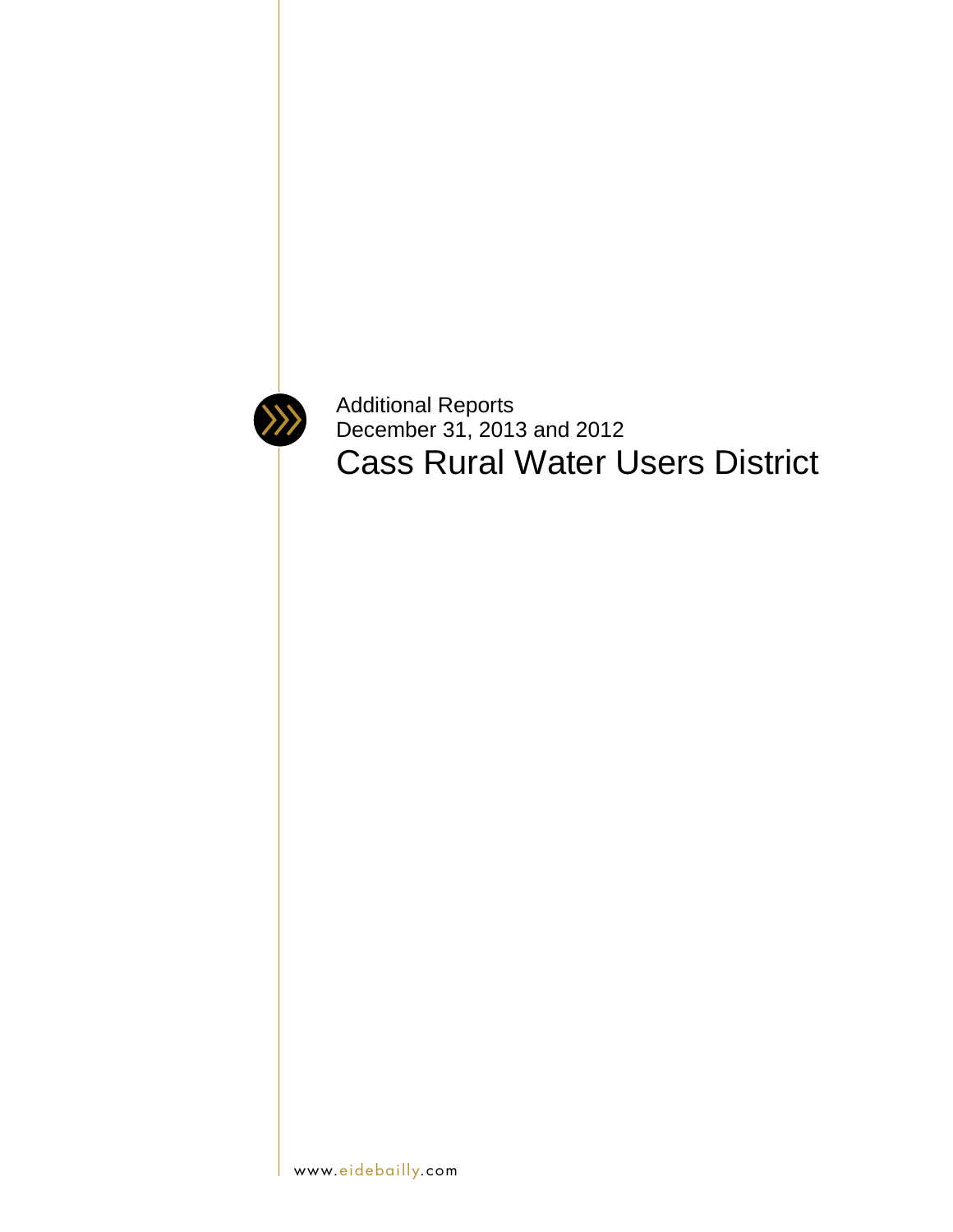Additional Reports
December 31, 2013 and 2012

# Cass Rural Water Users District

www.eidebailly.com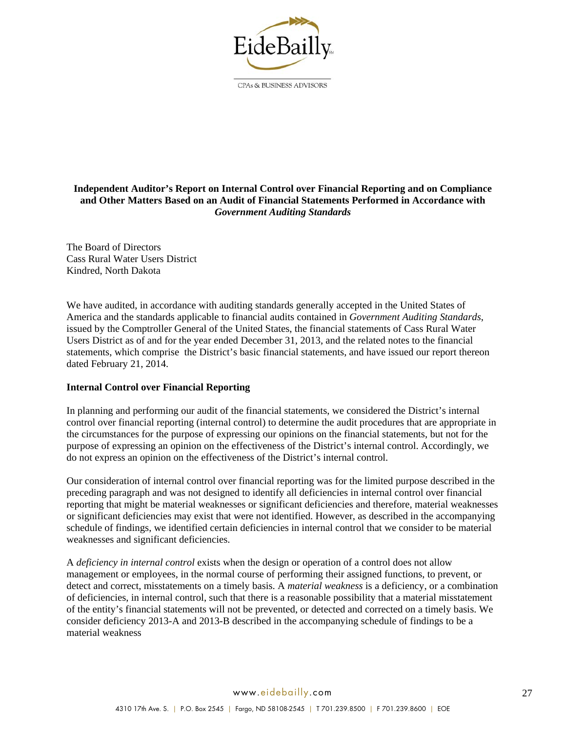# Independent Auditor's Report on Internal Control over Financial Reporting and on Compliance and Other Matters Based on an Audit of Financial Statements Performed in Accordance with *Government Auditing Standards*

The Board of Directors
Cass Rural Water Users District
Kindred, North Dakota

We have audited, in accordance with auditing standards generally accepted in the United States of America and the standards applicable to financial audits contained in *Government Auditing Standards*, issued by the Comptroller General of the United States, the financial statements of Cass Rural Water Users District as of and for the year ended December 31, 2013, and the related notes to the financial statements, which comprise the District's basic financial statements, and have issued our report thereon dated February 21, 2014.

**Internal Control over Financial Reporting**

In planning and performing our audit of the financial statements, we considered the District's internal control over financial reporting (internal control) to determine the audit procedures that are appropriate in the circumstances for the purpose of expressing our opinions on the financial statements, but not for the purpose of expressing an opinion on the effectiveness of the District's internal control. Accordingly, we do not express an opinion on the effectiveness of the District's internal control.

Our consideration of internal control over financial reporting was for the limited purpose described in the preceding paragraph and was not designed to identify all deficiencies in internal control over financial reporting that might be material weaknesses or significant deficiencies and therefore, material weaknesses or significant deficiencies may exist that were not identified. However, as described in the accompanying schedule of findings, we identified certain deficiencies in internal control that we consider to be material weaknesses and significant deficiencies.

A *deficiency in internal control* exists when the design or operation of a control does not allow management or employees, in the normal course of performing their assigned functions, to prevent, or detect and correct, misstatements on a timely basis. A *material weakness* is a deficiency, or a combination of deficiencies, in internal control, such that there is a reasonable possibility that a material misstatement of the entity's financial statements will not be prevented, or detected and corrected on a timely basis. We consider deficiency 2013-A and 2013-B described in the accompanying schedule of findings to be a material weakness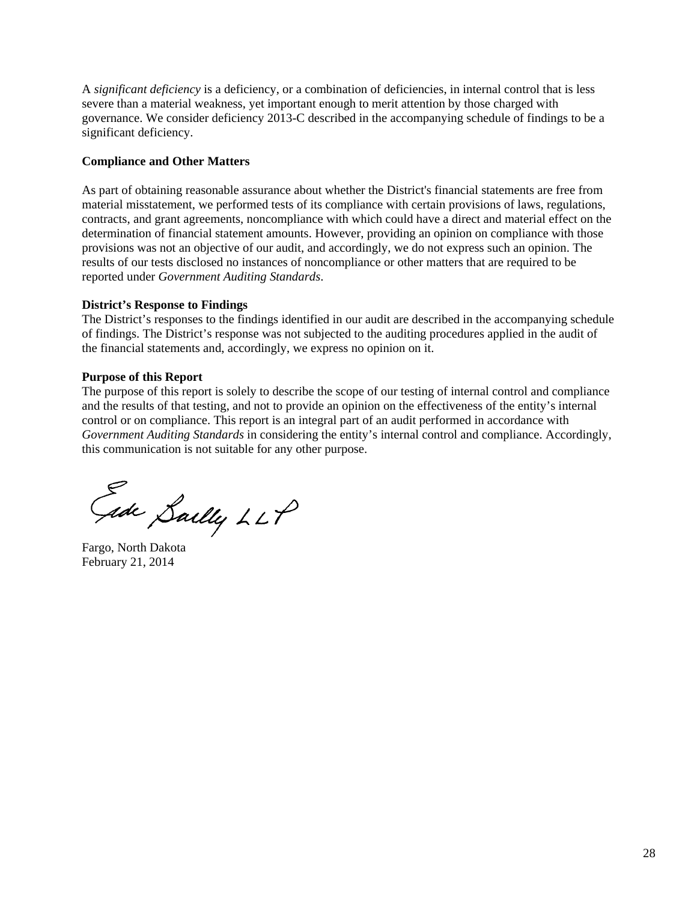A *significant deficiency* is a deficiency, or a combination of deficiencies, in internal control that is less severe than a material weakness, yet important enough to merit attention by those charged with governance. We consider deficiency 2013-C described in the accompanying schedule of findings to be a significant deficiency.

**Compliance and Other Matters**

As part of obtaining reasonable assurance about whether the District's financial statements are free from material misstatement, we performed tests of its compliance with certain provisions of laws, regulations, contracts, and grant agreements, noncompliance with which could have a direct and material effect on the determination of financial statement amounts. However, providing an opinion on compliance with those provisions was not an objective of our audit, and accordingly, we do not express such an opinion. The results of our tests disclosed no instances of noncompliance or other matters that are required to be reported under *Government Auditing Standards*.

**District's Response to Findings**

The District's responses to the findings identified in our audit are described in the accompanying schedule of findings. The District's response was not subjected to the auditing procedures applied in the audit of the financial statements and, accordingly, we express no opinion on it.

**Purpose of this Report**

The purpose of this report is solely to describe the scope of our testing of internal control and compliance and the results of that testing, and not to provide an opinion on the effectiveness of the entity's internal control or on compliance. This report is an integral part of an audit performed in accordance with *Government Auditing Standards* in considering the entity's internal control and compliance. Accordingly, this communication is not suitable for any other purpose.

Eide Bailly LLP

Fargo, North Dakota
February 21, 2014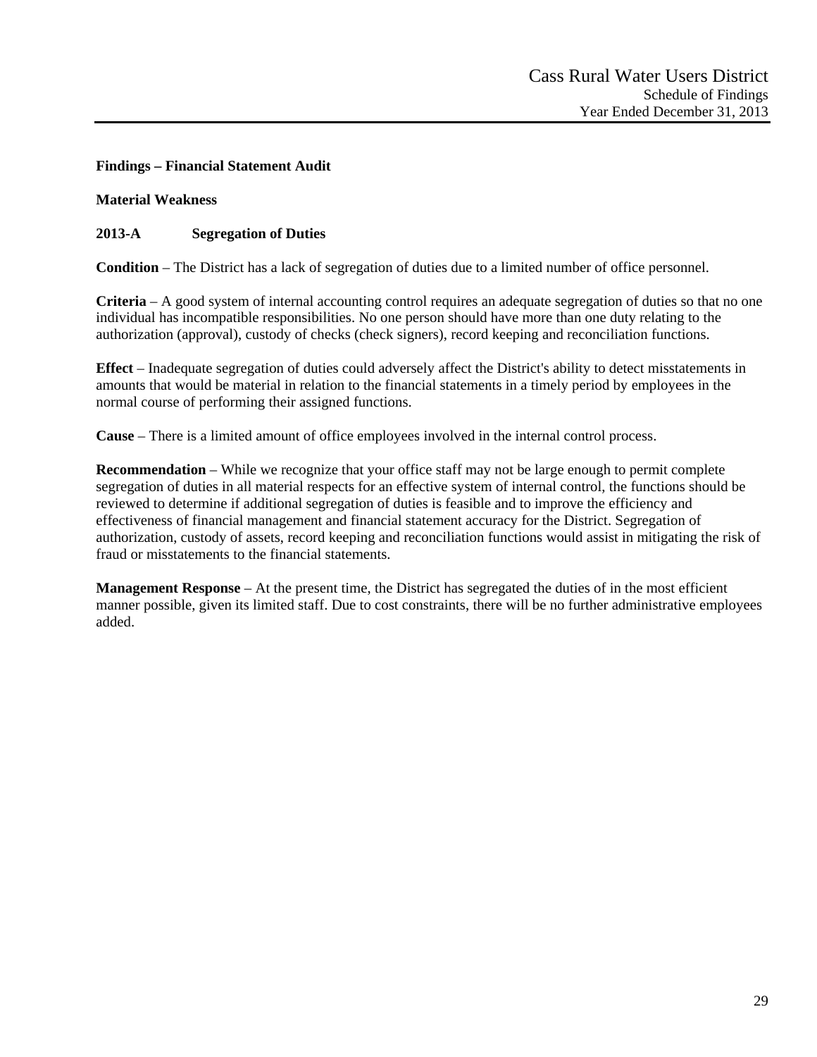Cass Rural Water Users District
Schedule of Findings
Year Ended December 31, 2013

**Findings – Financial Statement Audit**

**Material Weakness**

**2013-A Segregation of Duties**

**Condition** – The District has a lack of segregation of duties due to a limited number of office personnel.

**Criteria** – A good system of internal accounting control requires an adequate segregation of duties so that no one individual has incompatible responsibilities. No one person should have more than one duty relating to the authorization (approval), custody of checks (check signers), record keeping and reconciliation functions.

**Effect** – Inadequate segregation of duties could adversely affect the District's ability to detect misstatements in amounts that would be material in relation to the financial statements in a timely period by employees in the normal course of performing their assigned functions.

**Cause** – There is a limited amount of office employees involved in the internal control process.

**Recommendation** – While we recognize that your office staff may not be large enough to permit complete segregation of duties in all material respects for an effective system of internal control, the functions should be reviewed to determine if additional segregation of duties is feasible and to improve the efficiency and effectiveness of financial management and financial statement accuracy for the District. Segregation of authorization, custody of assets, record keeping and reconciliation functions would assist in mitigating the risk of fraud or misstatements to the financial statements.

**Management Response** – At the present time, the District has segregated the duties of in the most efficient manner possible, given its limited staff. Due to cost constraints, there will be no further administrative employees added.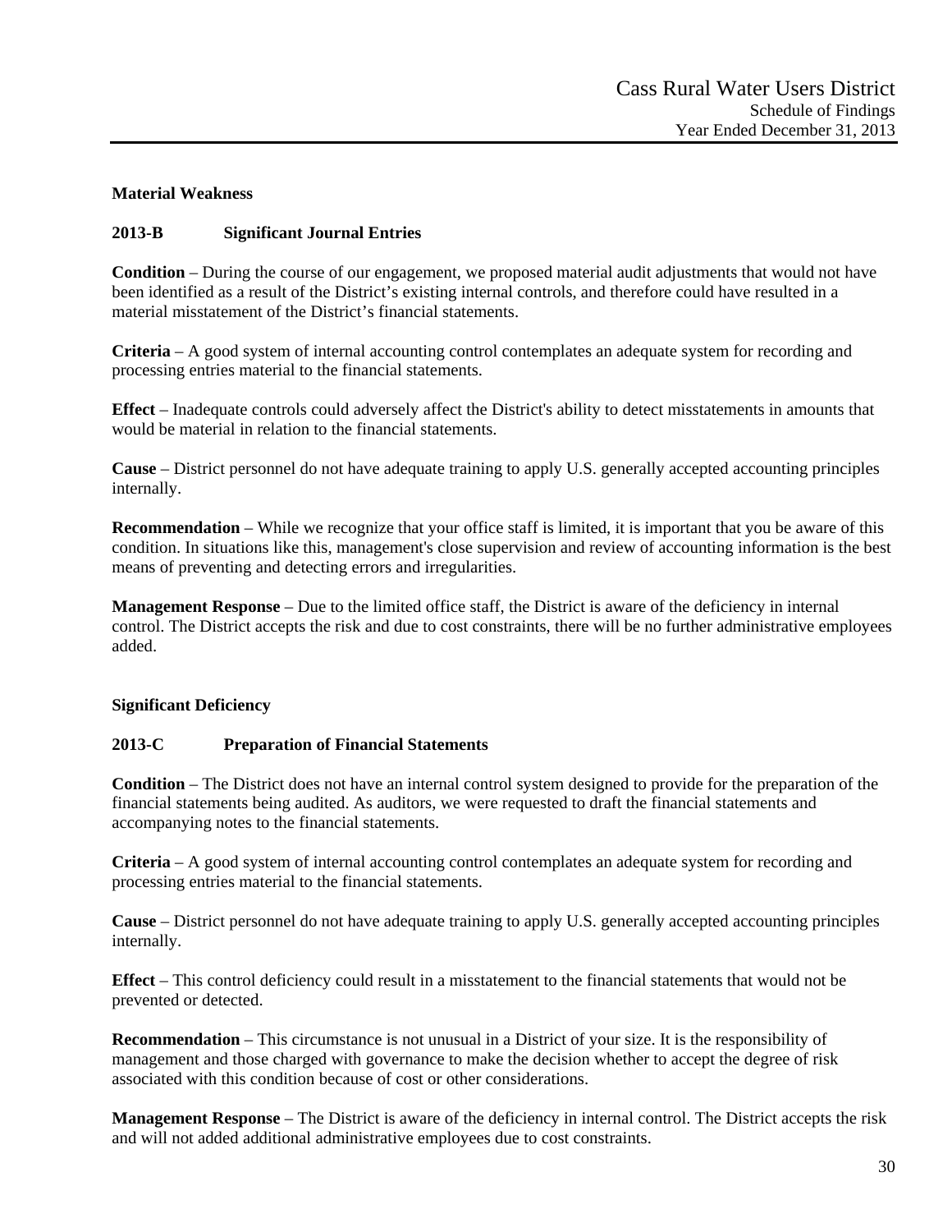## Material Weakness

### 2013-B Significant Journal Entries

**Condition** – During the course of our engagement, we proposed material audit adjustments that would not have been identified as a result of the District's existing internal controls, and therefore could have resulted in a material misstatement of the District's financial statements.

**Criteria** – A good system of internal accounting control contemplates an adequate system for recording and processing entries material to the financial statements.

**Effect** – Inadequate controls could adversely affect the District's ability to detect misstatements in amounts that would be material in relation to the financial statements.

**Cause** – District personnel do not have adequate training to apply U.S. generally accepted accounting principles internally.

**Recommendation** – While we recognize that your office staff is limited, it is important that you be aware of this condition. In situations like this, management's close supervision and review of accounting information is the best means of preventing and detecting errors and irregularities.

**Management Response** – Due to the limited office staff, the District is aware of the deficiency in internal control. The District accepts the risk and due to cost constraints, there will be no further administrative employees added.

## Significant Deficiency

### 2013-C Preparation of Financial Statements

**Condition** – The District does not have an internal control system designed to provide for the preparation of the financial statements being audited. As auditors, we were requested to draft the financial statements and accompanying notes to the financial statements.

**Criteria** – A good system of internal accounting control contemplates an adequate system for recording and processing entries material to the financial statements.

**Cause** – District personnel do not have adequate training to apply U.S. generally accepted accounting principles internally.

**Effect** – This control deficiency could result in a misstatement to the financial statements that would not be prevented or detected.

**Recommendation** – This circumstance is not unusual in a District of your size. It is the responsibility of management and those charged with governance to make the decision whether to accept the degree of risk associated with this condition because of cost or other considerations.

**Management Response** – The District is aware of the deficiency in internal control. The District accepts the risk and will not added additional administrative employees due to cost constraints.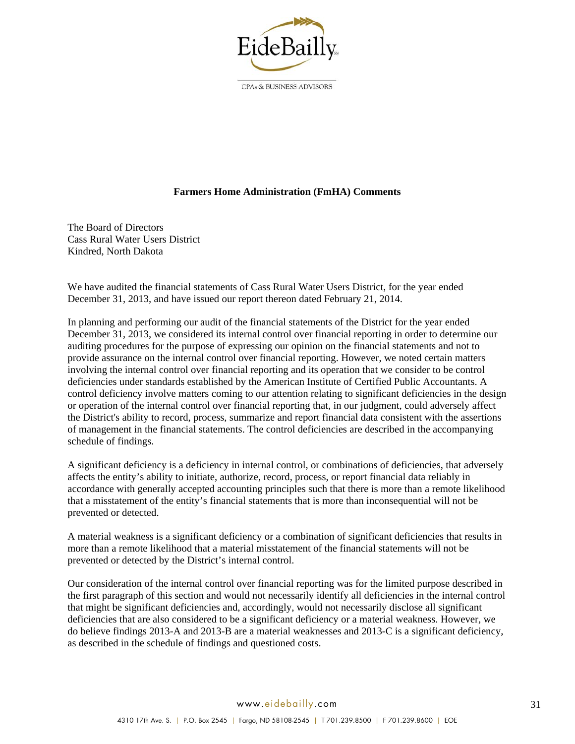## Farmers Home Administration (FmHA) Comments

The Board of Directors
Cass Rural Water Users District
Kindred, North Dakota

We have audited the financial statements of Cass Rural Water Users District, for the year ended December 31, 2013, and have issued our report thereon dated February 21, 2014.

In planning and performing our audit of the financial statements of the District for the year ended December 31, 2013, we considered its internal control over financial reporting in order to determine our auditing procedures for the purpose of expressing our opinion on the financial statements and not to provide assurance on the internal control over financial reporting. However, we noted certain matters involving the internal control over financial reporting and its operation that we consider to be control deficiencies under standards established by the American Institute of Certified Public Accountants. A control deficiency involve matters coming to our attention relating to significant deficiencies in the design or operation of the internal control over financial reporting that, in our judgment, could adversely affect the District's ability to record, process, summarize and report financial data consistent with the assertions of management in the financial statements. The control deficiencies are described in the accompanying schedule of findings.

A significant deficiency is a deficiency in internal control, or combinations of deficiencies, that adversely affects the entity's ability to initiate, authorize, record, process, or report financial data reliably in accordance with generally accepted accounting principles such that there is more than a remote likelihood that a misstatement of the entity's financial statements that is more than inconsequential will not be prevented or detected.

A material weakness is a significant deficiency or a combination of significant deficiencies that results in more than a remote likelihood that a material misstatement of the financial statements will not be prevented or detected by the District's internal control.

Our consideration of the internal control over financial reporting was for the limited purpose described in the first paragraph of this section and would not necessarily identify all deficiencies in the internal control that might be significant deficiencies and, accordingly, would not necessarily disclose all significant deficiencies that are also considered to be a significant deficiency or a material weakness. However, we do believe findings 2013-A and 2013-B are a material weaknesses and 2013-C is a significant deficiency, as described in the schedule of findings and questioned costs.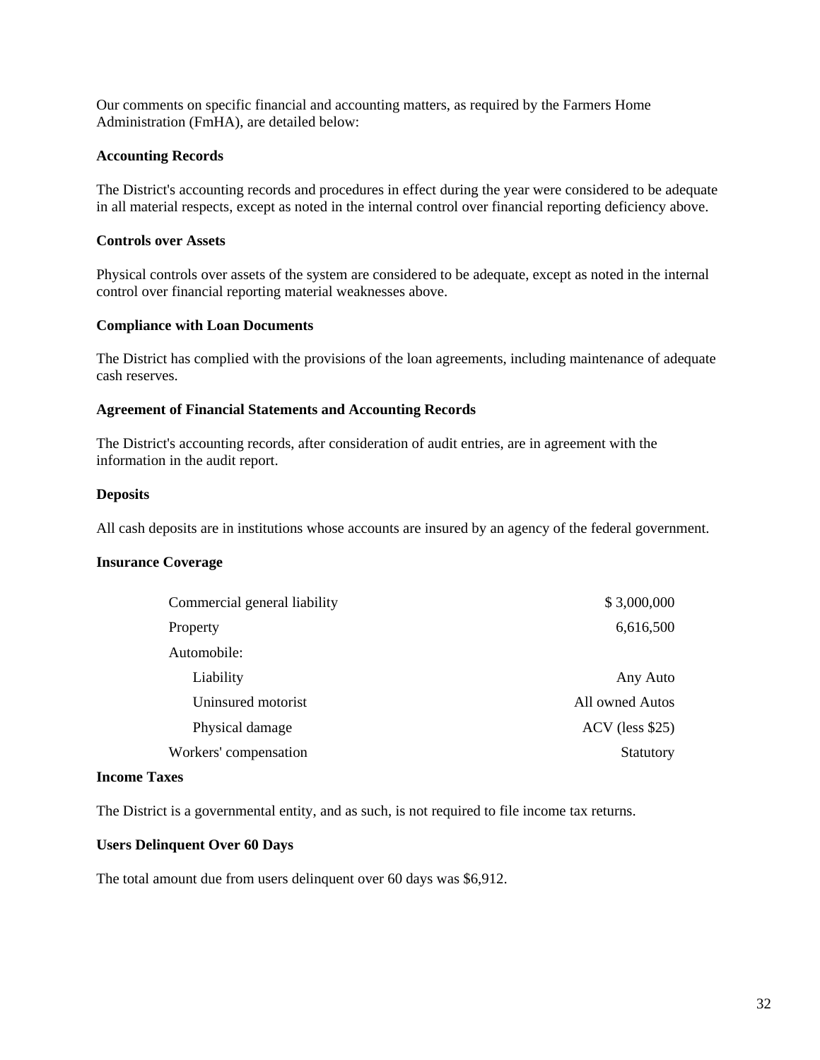Our comments on specific financial and accounting matters, as required by the Farmers Home Administration (FmHA), are detailed below:

**Accounting Records**

The District's accounting records and procedures in effect during the year were considered to be adequate in all material respects, except as noted in the internal control over financial reporting deficiency above.

**Controls over Assets**

Physical controls over assets of the system are considered to be adequate, except as noted in the internal control over financial reporting material weaknesses above.

**Compliance with Loan Documents**

The District has complied with the provisions of the loan agreements, including maintenance of adequate cash reserves.

**Agreement of Financial Statements and Accounting Records**

The District's accounting records, after consideration of audit entries, are in agreement with the information in the audit report.

**Deposits**

All cash deposits are in institutions whose accounts are insured by an agency of the federal government.

**Insurance Coverage**

| | |
|---|---|
| Commercial general liability | $ 3,000,000 |
| Property | 6,616,500 |
| Automobile: | |
| Liability | Any Auto |
| Uninsured motorist | All owned Autos |
| Physical damage | ACV (less $25) |
| Workers' compensation | Statutory |

**Income Taxes**

The District is a governmental entity, and as such, is not required to file income tax returns.

**Users Delinquent Over 60 Days**

The total amount due from users delinquent over 60 days was $6,912.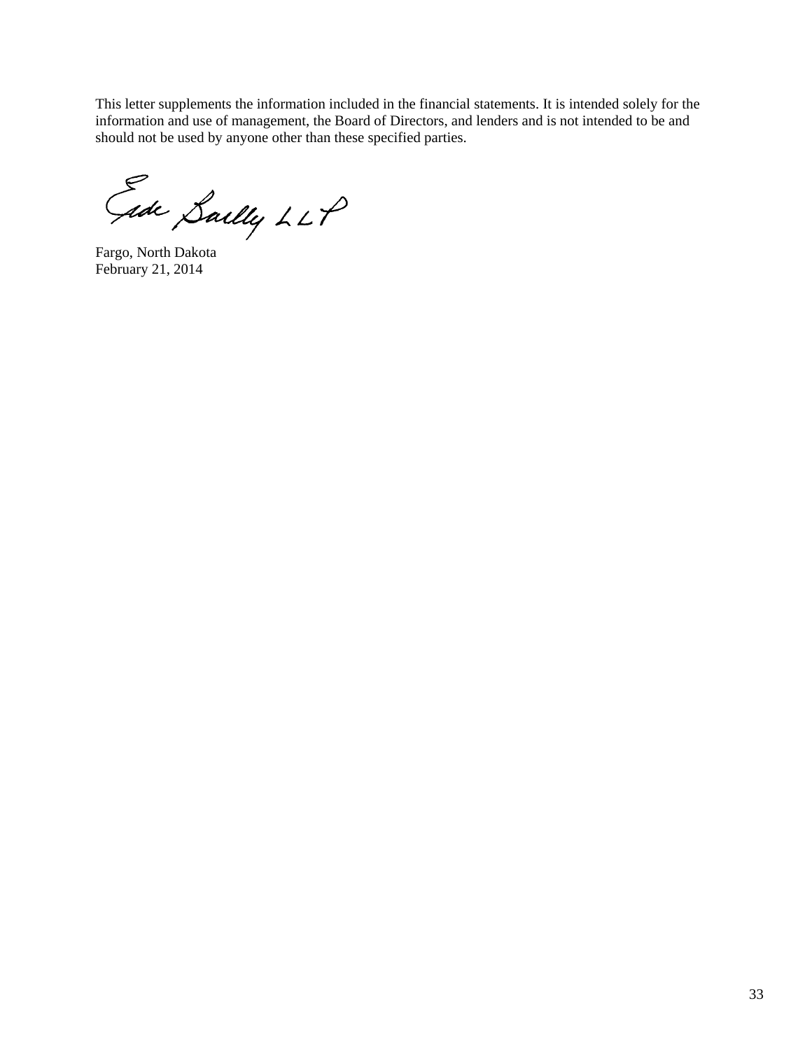This letter supplements the information included in the financial statements. It is intended solely for the information and use of management, the Board of Directors, and lenders and is not intended to be and should not be used by anyone other than these specified parties.

Eide Bailly LLP

Fargo, North Dakota
February 21, 2014